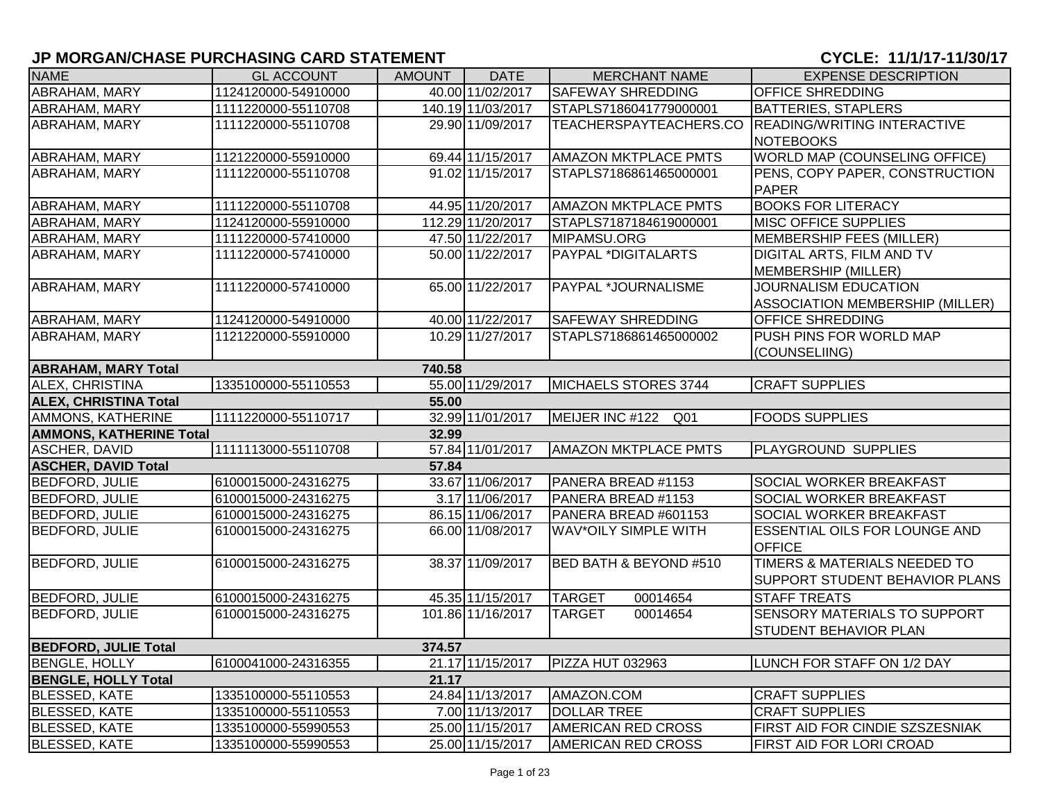# JP MORGAN/CHASE PURCHASING CARD STATEMENT

**CYCLE: 11/1/17-11/30/17**

| NAME | GL ACCOUNT | AMOUNT | DATE | MERCHANT NAME | EXPENSE DESCRIPTION |
|---|---|---|---|---|---|
| ABRAHAM, MARY | 1124120000-54910000 | 40.00 | 11/02/2017 | SAFEWAY SHREDDING | OFFICE SHREDDING |
| ABRAHAM, MARY | 1111220000-55110708 | 140.19 | 11/03/2017 | STAPLS7186041779000001 | BATTERIES, STAPLERS |
| ABRAHAM, MARY | 1111220000-55110708 | 29.90 | 11/09/2017 | TEACHERSPAYTEACHERS.CO | READING/WRITING INTERACTIVE NOTEBOOKS |
| ABRAHAM, MARY | 1121220000-55910000 | 69.44 | 11/15/2017 | AMAZON MKTPLACE PMTS | WORLD MAP (COUNSELING OFFICE) |
| ABRAHAM, MARY | 1111220000-55110708 | 91.02 | 11/15/2017 | STAPLS7186861465000001 | PENS, COPY PAPER, CONSTRUCTION PAPER |
| ABRAHAM, MARY | 1111220000-55110708 | 44.95 | 11/20/2017 | AMAZON MKTPLACE PMTS | BOOKS FOR LITERACY |
| ABRAHAM, MARY | 1124120000-55910000 | 112.29 | 11/20/2017 | STAPLS7187184619000001 | MISC OFFICE SUPPLIES |
| ABRAHAM, MARY | 1111220000-57410000 | 47.50 | 11/22/2017 | MIPAMSU.ORG | MEMBERSHIP FEES (MILLER) |
| ABRAHAM, MARY | 1111220000-57410000 | 50.00 | 11/22/2017 | PAYPAL *DIGITALARTS | DIGITAL ARTS, FILM AND TV MEMBERSHIP (MILLER) |
| ABRAHAM, MARY | 1111220000-57410000 | 65.00 | 11/22/2017 | PAYPAL *JOURNALISME | JOURNALISM EDUCATION ASSOCIATION MEMBERSHIP (MILLER) |
| ABRAHAM, MARY | 1124120000-54910000 | 40.00 | 11/22/2017 | SAFEWAY SHREDDING | OFFICE SHREDDING |
| ABRAHAM, MARY | 1121220000-55910000 | 10.29 | 11/27/2017 | STAPLS7186861465000002 | PUSH PINS FOR WORLD MAP (COUNSELIING) |
| **ABRAHAM, MARY Total** | | **740.58** | | | |
| ALEX, CHRISTINA | 1335100000-55110553 | 55.00 | 11/29/2017 | MICHAELS STORES 3744 | CRAFT SUPPLIES |
| **ALEX, CHRISTINA Total** | | **55.00** | | | |
| AMMONS, KATHERINE | 1111220000-55110717 | 32.99 | 11/01/2017 | MEIJER INC #122 Q01 | FOODS SUPPLIES |
| **AMMONS, KATHERINE Total** | | **32.99** | | | |
| ASCHER, DAVID | 1111113000-55110708 | 57.84 | 11/01/2017 | AMAZON MKTPLACE PMTS | PLAYGROUND SUPPLIES |
| **ASCHER, DAVID Total** | | **57.84** | | | |
| BEDFORD, JULIE | 6100015000-24316275 | 33.67 | 11/06/2017 | PANERA BREAD #1153 | SOCIAL WORKER BREAKFAST |
| BEDFORD, JULIE | 6100015000-24316275 | 3.17 | 11/06/2017 | PANERA BREAD #1153 | SOCIAL WORKER BREAKFAST |
| BEDFORD, JULIE | 6100015000-24316275 | 86.15 | 11/06/2017 | PANERA BREAD #601153 | SOCIAL WORKER BREAKFAST |
| BEDFORD, JULIE | 6100015000-24316275 | 66.00 | 11/08/2017 | WAV*OILY SIMPLE WITH | ESSENTIAL OILS FOR LOUNGE AND OFFICE |
| BEDFORD, JULIE | 6100015000-24316275 | 38.37 | 11/09/2017 | BED BATH & BEYOND #510 | TIMERS & MATERIALS NEEDED TO SUPPORT STUDENT BEHAVIOR PLANS |
| BEDFORD, JULIE | 6100015000-24316275 | 45.35 | 11/15/2017 | TARGET 00014654 | STAFF TREATS |
| BEDFORD, JULIE | 6100015000-24316275 | 101.86 | 11/16/2017 | TARGET 00014654 | SENSORY MATERIALS TO SUPPORT STUDENT BEHAVIOR PLAN |
| **BEDFORD, JULIE Total** | | **374.57** | | | |
| BENGLE, HOLLY | 6100041000-24316355 | 21.17 | 11/15/2017 | PIZZA HUT 032963 | LUNCH FOR STAFF ON 1/2 DAY |
| **BENGLE, HOLLY Total** | | **21.17** | | | |
| BLESSED, KATE | 1335100000-55110553 | 24.84 | 11/13/2017 | AMAZON.COM | CRAFT SUPPLIES |
| BLESSED, KATE | 1335100000-55110553 | 7.00 | 11/13/2017 | DOLLAR TREE | CRAFT SUPPLIES |
| BLESSED, KATE | 1335100000-55990553 | 25.00 | 11/15/2017 | AMERICAN RED CROSS | FIRST AID FOR CINDIE SZSZESNIAK |
| BLESSED, KATE | 1335100000-55990553 | 25.00 | 11/15/2017 | AMERICAN RED CROSS | FIRST AID FOR LORI CROAD |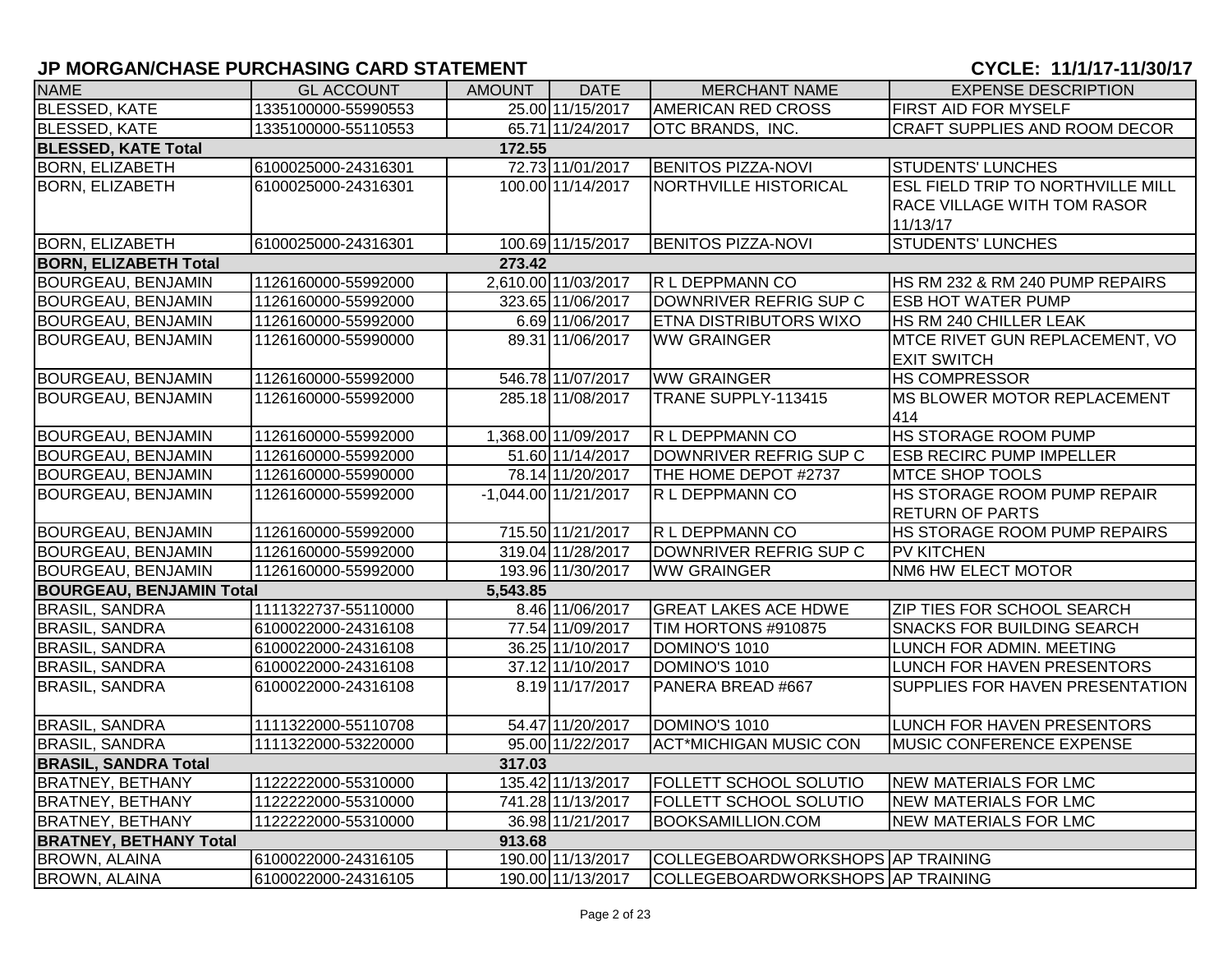## JP MORGAN/CHASE PURCHASING CARD STATEMENT

**CYCLE: 11/1/17-11/30/17**

| NAME | GL ACCOUNT | AMOUNT | DATE | MERCHANT NAME | EXPENSE DESCRIPTION |
|---|---|---|---|---|---|
| BLESSED, KATE | 1335100000-55990553 | 25.00 | 11/15/2017 | AMERICAN RED CROSS | FIRST AID FOR MYSELF |
| BLESSED, KATE | 1335100000-55110553 | 65.71 | 11/24/2017 | OTC BRANDS, INC. | CRAFT SUPPLIES AND ROOM DECOR |
| **BLESSED, KATE Total** | | **172.55** | | | |
| BORN, ELIZABETH | 6100025000-24316301 | 72.73 | 11/01/2017 | BENITOS PIZZA-NOVI | STUDENTS' LUNCHES |
| BORN, ELIZABETH | 6100025000-24316301 | 100.00 | 11/14/2017 | NORTHVILLE HISTORICAL | ESL FIELD TRIP TO NORTHVILLE MILL RACE VILLAGE WITH TOM RASOR 11/13/17 |
| BORN, ELIZABETH | 6100025000-24316301 | 100.69 | 11/15/2017 | BENITOS PIZZA-NOVI | STUDENTS' LUNCHES |
| **BORN, ELIZABETH Total** | | **273.42** | | | |
| BOURGEAU, BENJAMIN | 1126160000-55992000 | 2,610.00 | 11/03/2017 | R L DEPPMANN CO | HS RM 232 & RM 240 PUMP REPAIRS |
| BOURGEAU, BENJAMIN | 1126160000-55992000 | 323.65 | 11/06/2017 | DOWNRIVER REFRIG SUP C | ESB HOT WATER PUMP |
| BOURGEAU, BENJAMIN | 1126160000-55992000 | 6.69 | 11/06/2017 | ETNA DISTRIBUTORS WIXO | HS RM 240 CHILLER LEAK |
| BOURGEAU, BENJAMIN | 1126160000-55990000 | 89.31 | 11/06/2017 | WW GRAINGER | MTCE RIVET GUN REPLACEMENT, VO EXIT SWITCH |
| BOURGEAU, BENJAMIN | 1126160000-55992000 | 546.78 | 11/07/2017 | WW GRAINGER | HS COMPRESSOR |
| BOURGEAU, BENJAMIN | 1126160000-55992000 | 285.18 | 11/08/2017 | TRANE SUPPLY-113415 | MS BLOWER MOTOR REPLACEMENT 414 |
| BOURGEAU, BENJAMIN | 1126160000-55992000 | 1,368.00 | 11/09/2017 | R L DEPPMANN CO | HS STORAGE ROOM PUMP |
| BOURGEAU, BENJAMIN | 1126160000-55992000 | 51.60 | 11/14/2017 | DOWNRIVER REFRIG SUP C | ESB RECIRC PUMP IMPELLER |
| BOURGEAU, BENJAMIN | 1126160000-55990000 | 78.14 | 11/20/2017 | THE HOME DEPOT #2737 | MTCE SHOP TOOLS |
| BOURGEAU, BENJAMIN | 1126160000-55992000 | -1,044.00 | 11/21/2017 | R L DEPPMANN CO | HS STORAGE ROOM PUMP REPAIR RETURN OF PARTS |
| BOURGEAU, BENJAMIN | 1126160000-55992000 | 715.50 | 11/21/2017 | R L DEPPMANN CO | HS STORAGE ROOM PUMP REPAIRS |
| BOURGEAU, BENJAMIN | 1126160000-55992000 | 319.04 | 11/28/2017 | DOWNRIVER REFRIG SUP C | PV KITCHEN |
| BOURGEAU, BENJAMIN | 1126160000-55992000 | 193.96 | 11/30/2017 | WW GRAINGER | NM6 HW ELECT MOTOR |
| **BOURGEAU, BENJAMIN Total** | | **5,543.85** | | | |
| BRASIL, SANDRA | 1111322737-55110000 | 8.46 | 11/06/2017 | GREAT LAKES ACE HDWE | ZIP TIES FOR SCHOOL SEARCH |
| BRASIL, SANDRA | 6100022000-24316108 | 77.54 | 11/09/2017 | TIM HORTONS #910875 | SNACKS FOR BUILDING SEARCH |
| BRASIL, SANDRA | 6100022000-24316108 | 36.25 | 11/10/2017 | DOMINO'S 1010 | LUNCH FOR ADMIN. MEETING |
| BRASIL, SANDRA | 6100022000-24316108 | 37.12 | 11/10/2017 | DOMINO'S 1010 | LUNCH FOR HAVEN PRESENTORS |
| BRASIL, SANDRA | 6100022000-24316108 | 8.19 | 11/17/2017 | PANERA BREAD #667 | SUPPLIES FOR HAVEN PRESENTATION |
| BRASIL, SANDRA | 1111322000-55110708 | 54.47 | 11/20/2017 | DOMINO'S 1010 | LUNCH FOR HAVEN PRESENTORS |
| BRASIL, SANDRA | 1111322000-53220000 | 95.00 | 11/22/2017 | ACT*MICHIGAN MUSIC CON | MUSIC CONFERENCE EXPENSE |
| **BRASIL, SANDRA Total** | | **317.03** | | | |
| BRATNEY, BETHANY | 1122222000-55310000 | 135.42 | 11/13/2017 | FOLLETT SCHOOL SOLUTIO | NEW MATERIALS FOR LMC |
| BRATNEY, BETHANY | 1122222000-55310000 | 741.28 | 11/13/2017 | FOLLETT SCHOOL SOLUTIO | NEW MATERIALS FOR LMC |
| BRATNEY, BETHANY | 1122222000-55310000 | 36.98 | 11/21/2017 | BOOKSAMILLION.COM | NEW MATERIALS FOR LMC |
| **BRATNEY, BETHANY Total** | | **913.68** | | | |
| BROWN, ALAINA | 6100022000-24316105 | 190.00 | 11/13/2017 | COLLEGEBOARDWORKSHOPS | AP TRAINING |
| BROWN, ALAINA | 6100022000-24316105 | 190.00 | 11/13/2017 | COLLEGEBOARDWORKSHOPS | AP TRAINING |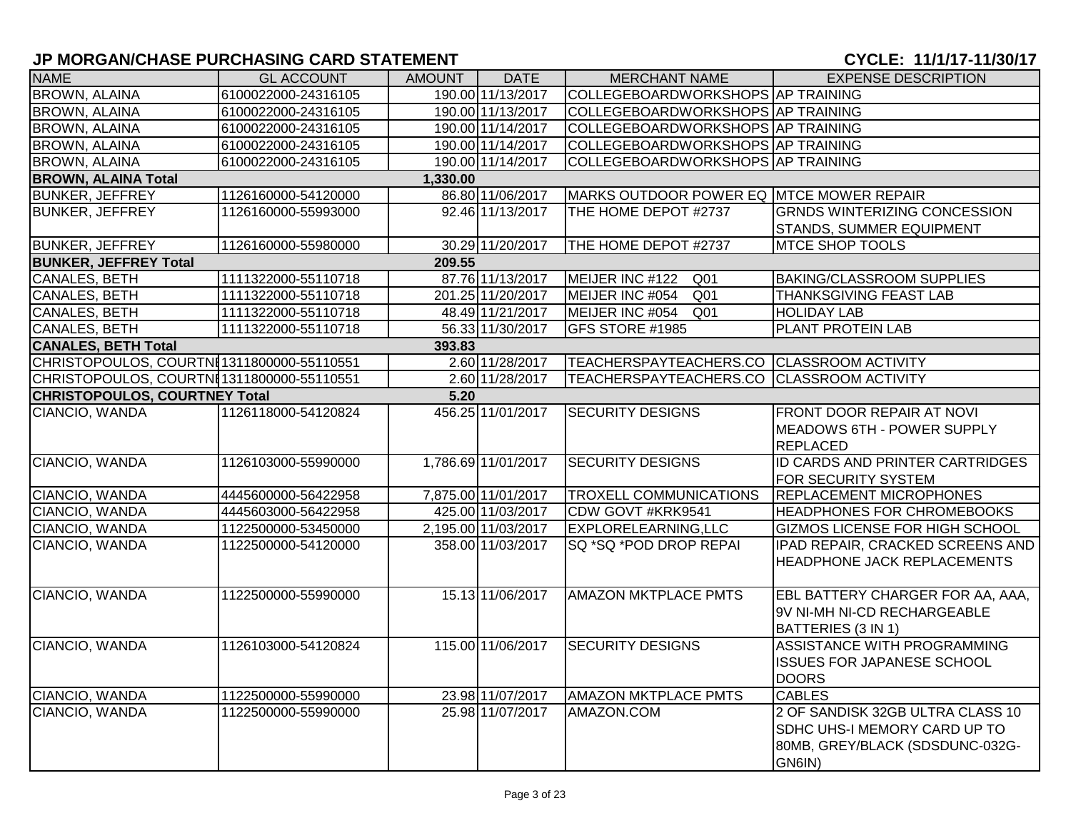## JP MORGAN/CHASE PURCHASING CARD STATEMENT

**CYCLE: 11/1/17-11/30/17**

| NAME | GL ACCOUNT | AMOUNT | DATE | MERCHANT NAME | EXPENSE DESCRIPTION |
|---|---|---|---|---|---|
| BROWN, ALAINA | 6100022000-24316105 | 190.00 | 11/13/2017 | COLLEGEBOARDWORKSHOPS | AP TRAINING |
| BROWN, ALAINA | 6100022000-24316105 | 190.00 | 11/13/2017 | COLLEGEBOARDWORKSHOPS | AP TRAINING |
| BROWN, ALAINA | 6100022000-24316105 | 190.00 | 11/14/2017 | COLLEGEBOARDWORKSHOPS | AP TRAINING |
| BROWN, ALAINA | 6100022000-24316105 | 190.00 | 11/14/2017 | COLLEGEBOARDWORKSHOPS | AP TRAINING |
| BROWN, ALAINA | 6100022000-24316105 | 190.00 | 11/14/2017 | COLLEGEBOARDWORKSHOPS | AP TRAINING |
| **BROWN, ALAINA Total** | | **1,330.00** | | | |
| BUNKER, JEFFREY | 1126160000-54120000 | 86.80 | 11/06/2017 | MARKS OUTDOOR POWER EQ | MTCE MOWER REPAIR |
| BUNKER, JEFFREY | 1126160000-55993000 | 92.46 | 11/13/2017 | THE HOME DEPOT #2737 | GRNDS WINTERIZING CONCESSION STANDS, SUMMER EQUIPMENT |
| BUNKER, JEFFREY | 1126160000-55980000 | 30.29 | 11/20/2017 | THE HOME DEPOT #2737 | MTCE SHOP TOOLS |
| **BUNKER, JEFFREY Total** | | **209.55** | | | |
| CANALES, BETH | 1111322000-55110718 | 87.76 | 11/13/2017 | MEIJER INC #122 Q01 | BAKING/CLASSROOM SUPPLIES |
| CANALES, BETH | 1111322000-55110718 | 201.25 | 11/20/2017 | MEIJER INC #054 Q01 | THANKSGIVING FEAST LAB |
| CANALES, BETH | 1111322000-55110718 | 48.49 | 11/21/2017 | MEIJER INC #054 Q01 | HOLIDAY LAB |
| CANALES, BETH | 1111322000-55110718 | 56.33 | 11/30/2017 | GFS STORE #1985 | PLANT PROTEIN LAB |
| **CANALES, BETH Total** | | **393.83** | | | |
| CHRISTOPOULOS, COURTNI | 1311800000-55110551 | 2.60 | 11/28/2017 | TEACHERSPAYTEACHERS.CO | CLASSROOM ACTIVITY |
| CHRISTOPOULOS, COURTNI | 1311800000-55110551 | 2.60 | 11/28/2017 | TEACHERSPAYTEACHERS.CO | CLASSROOM ACTIVITY |
| **CHRISTOPOULOS, COURTNEY Total** | | **5.20** | | | |
| CIANCIO, WANDA | 1126118000-54120824 | 456.25 | 11/01/2017 | SECURITY DESIGNS | FRONT DOOR REPAIR AT NOVI MEADOWS 6TH - POWER SUPPLY REPLACED |
| CIANCIO, WANDA | 1126103000-55990000 | 1,786.69 | 11/01/2017 | SECURITY DESIGNS | ID CARDS AND PRINTER CARTRIDGES FOR SECURITY SYSTEM |
| CIANCIO, WANDA | 4445600000-56422958 | 7,875.00 | 11/01/2017 | TROXELL COMMUNICATIONS | REPLACEMENT MICROPHONES |
| CIANCIO, WANDA | 4445603000-56422958 | 425.00 | 11/03/2017 | CDW GOVT #KRK9541 | HEADPHONES FOR CHROMEBOOKS |
| CIANCIO, WANDA | 1122500000-53450000 | 2,195.00 | 11/03/2017 | EXPLORELEARNING,LLC | GIZMOS LICENSE FOR HIGH SCHOOL |
| CIANCIO, WANDA | 1122500000-54120000 | 358.00 | 11/03/2017 | SQ *SQ *POD DROP REPAI | IPAD REPAIR, CRACKED SCREENS AND HEADPHONE JACK REPLACEMENTS |
| CIANCIO, WANDA | 1122500000-55990000 | 15.13 | 11/06/2017 | AMAZON MKTPLACE PMTS | EBL BATTERY CHARGER FOR AA, AAA, 9V NI-MH NI-CD RECHARGEABLE BATTERIES (3 IN 1) |
| CIANCIO, WANDA | 1126103000-54120824 | 115.00 | 11/06/2017 | SECURITY DESIGNS | ASSISTANCE WITH PROGRAMMING ISSUES FOR JAPANESE SCHOOL DOORS |
| CIANCIO, WANDA | 1122500000-55990000 | 23.98 | 11/07/2017 | AMAZON MKTPLACE PMTS | CABLES |
| CIANCIO, WANDA | 1122500000-55990000 | 25.98 | 11/07/2017 | AMAZON.COM | 2 OF SANDISK 32GB ULTRA CLASS 10 SDHC UHS-I MEMORY CARD UP TO 80MB, GREY/BLACK (SDSDUNC-032G-GN6IN) |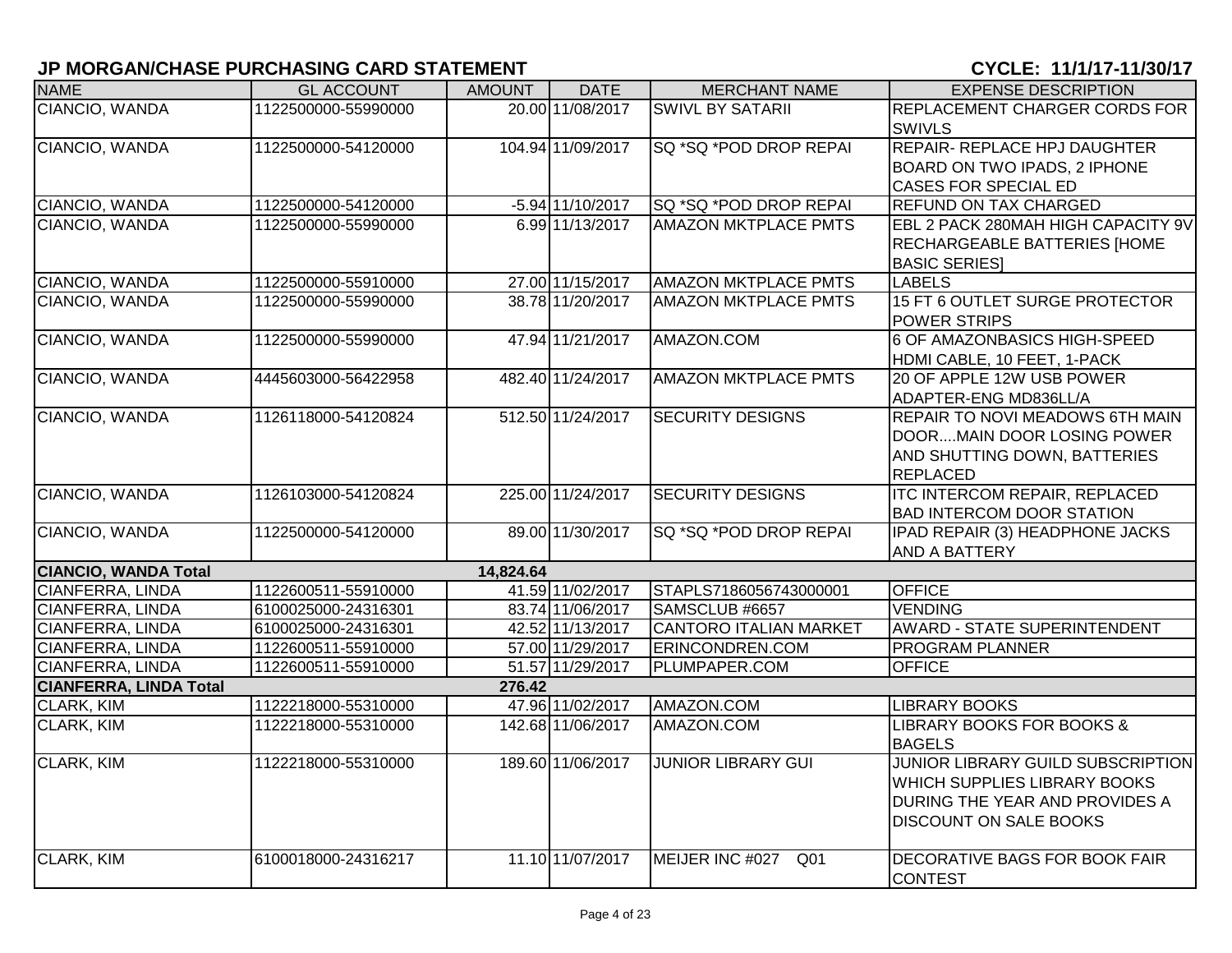## JP MORGAN/CHASE PURCHASING CARD STATEMENT

## CYCLE: 11/1/17-11/30/17

| NAME | GL ACCOUNT | AMOUNT | DATE | MERCHANT NAME | EXPENSE DESCRIPTION |
|---|---|---|---|---|---|
| CIANCIO, WANDA | 1122500000-55990000 | 20.00 | 11/08/2017 | SWIVL BY SATARII | REPLACEMENT CHARGER CORDS FOR SWIVLS |
| CIANCIO, WANDA | 1122500000-54120000 | 104.94 | 11/09/2017 | SQ *SQ *POD DROP REPAI | REPAIR- REPLACE HPJ DAUGHTER BOARD ON TWO IPADS, 2 IPHONE CASES FOR SPECIAL ED |
| CIANCIO, WANDA | 1122500000-54120000 | -5.94 | 11/10/2017 | SQ *SQ *POD DROP REPAI | REFUND ON TAX CHARGED |
| CIANCIO, WANDA | 1122500000-55990000 | 6.99 | 11/13/2017 | AMAZON MKTPLACE PMTS | EBL 2 PACK 280MAH HIGH CAPACITY 9V RECHARGEABLE BATTERIES [HOME BASIC SERIES] |
| CIANCIO, WANDA | 1122500000-55910000 | 27.00 | 11/15/2017 | AMAZON MKTPLACE PMTS | LABELS |
| CIANCIO, WANDA | 1122500000-55990000 | 38.78 | 11/20/2017 | AMAZON MKTPLACE PMTS | 15 FT 6 OUTLET SURGE PROTECTOR POWER STRIPS |
| CIANCIO, WANDA | 1122500000-55990000 | 47.94 | 11/21/2017 | AMAZON.COM | 6 OF AMAZONBASICS HIGH-SPEED HDMI CABLE, 10 FEET, 1-PACK |
| CIANCIO, WANDA | 4445603000-56422958 | 482.40 | 11/24/2017 | AMAZON MKTPLACE PMTS | 20 OF APPLE 12W USB POWER ADAPTER-ENG MD836LL/A |
| CIANCIO, WANDA | 1126118000-54120824 | 512.50 | 11/24/2017 | SECURITY DESIGNS | REPAIR TO NOVI MEADOWS 6TH MAIN DOOR....MAIN DOOR LOSING POWER AND SHUTTING DOWN, BATTERIES REPLACED |
| CIANCIO, WANDA | 1126103000-54120824 | 225.00 | 11/24/2017 | SECURITY DESIGNS | ITC INTERCOM REPAIR, REPLACED BAD INTERCOM DOOR STATION |
| CIANCIO, WANDA | 1122500000-54120000 | 89.00 | 11/30/2017 | SQ *SQ *POD DROP REPAI | IPAD REPAIR (3) HEADPHONE JACKS AND A BATTERY |
| **CIANCIO, WANDA Total** | | **14,824.64** | | | |
| CIANFERRA, LINDA | 1122600511-55910000 | 41.59 | 11/02/2017 | STAPLS7186056743000001 | OFFICE |
| CIANFERRA, LINDA | 6100025000-24316301 | 83.74 | 11/06/2017 | SAMSCLUB #6657 | VENDING |
| CIANFERRA, LINDA | 6100025000-24316301 | 42.52 | 11/13/2017 | CANTORO ITALIAN MARKET | AWARD - STATE SUPERINTENDENT |
| CIANFERRA, LINDA | 1122600511-55910000 | 57.00 | 11/29/2017 | ERINCONDREN.COM | PROGRAM PLANNER |
| CIANFERRA, LINDA | 1122600511-55910000 | 51.57 | 11/29/2017 | PLUMPAPER.COM | OFFICE |
| **CIANFERRA, LINDA Total** | | **276.42** | | | |
| CLARK, KIM | 1122218000-55310000 | 47.96 | 11/02/2017 | AMAZON.COM | LIBRARY BOOKS |
| CLARK, KIM | 1122218000-55310000 | 142.68 | 11/06/2017 | AMAZON.COM | LIBRARY BOOKS FOR BOOKS & BAGELS |
| CLARK, KIM | 1122218000-55310000 | 189.60 | 11/06/2017 | JUNIOR LIBRARY GUI | JUNIOR LIBRARY GUILD SUBSCRIPTION WHICH SUPPLIES LIBRARY BOOKS DURING THE YEAR AND PROVIDES A DISCOUNT ON SALE BOOKS |
| CLARK, KIM | 6100018000-24316217 | 11.10 | 11/07/2017 | MEIJER INC #027 Q01 | DECORATIVE BAGS FOR BOOK FAIR CONTEST |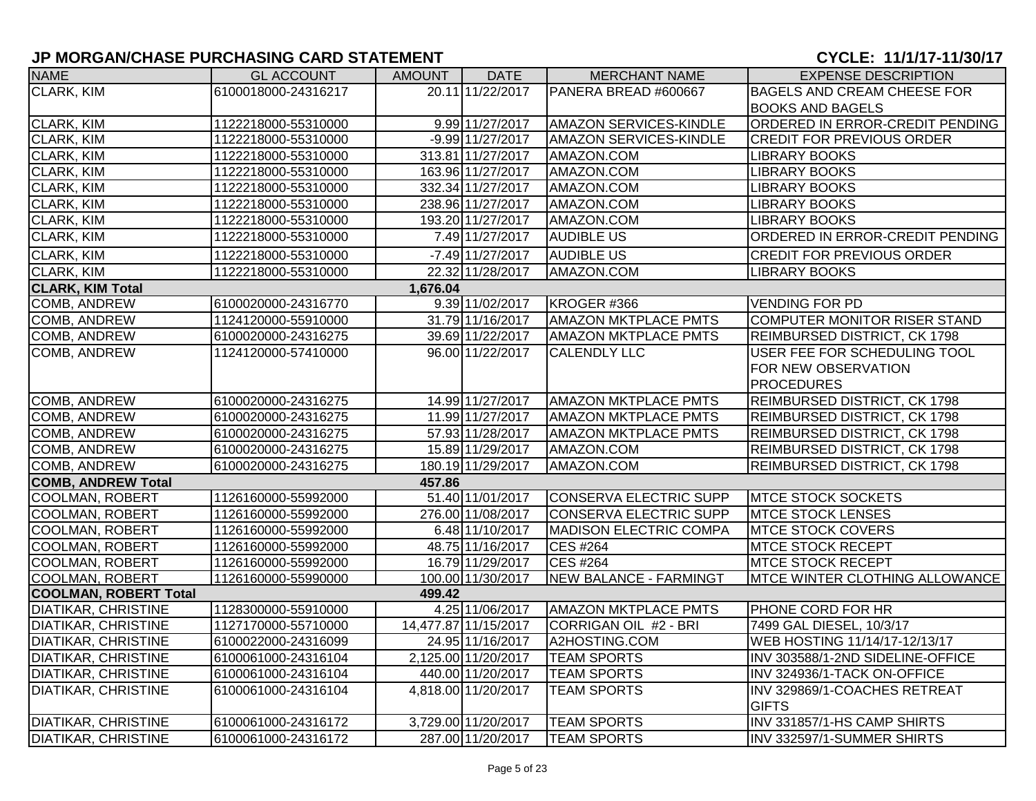## JP MORGAN/CHASE PURCHASING CARD STATEMENT

**CYCLE: 11/1/17-11/30/17**

| NAME | GL ACCOUNT | AMOUNT | DATE | MERCHANT NAME | EXPENSE DESCRIPTION |
|---|---|---|---|---|---|
| CLARK, KIM | 6100018000-24316217 | 20.11 | 11/22/2017 | PANERA BREAD #600667 | BAGELS AND CREAM CHEESE FOR BOOKS AND BAGELS |
| CLARK, KIM | 1122218000-55310000 | 9.99 | 11/27/2017 | AMAZON SERVICES-KINDLE | ORDERED IN ERROR-CREDIT PENDING |
| CLARK, KIM | 1122218000-55310000 | -9.99 | 11/27/2017 | AMAZON SERVICES-KINDLE | CREDIT FOR PREVIOUS ORDER |
| CLARK, KIM | 1122218000-55310000 | 313.81 | 11/27/2017 | AMAZON.COM | LIBRARY BOOKS |
| CLARK, KIM | 1122218000-55310000 | 163.96 | 11/27/2017 | AMAZON.COM | LIBRARY BOOKS |
| CLARK, KIM | 1122218000-55310000 | 332.34 | 11/27/2017 | AMAZON.COM | LIBRARY BOOKS |
| CLARK, KIM | 1122218000-55310000 | 238.96 | 11/27/2017 | AMAZON.COM | LIBRARY BOOKS |
| CLARK, KIM | 1122218000-55310000 | 193.20 | 11/27/2017 | AMAZON.COM | LIBRARY BOOKS |
| CLARK, KIM | 1122218000-55310000 | 7.49 | 11/27/2017 | AUDIBLE US | ORDERED IN ERROR-CREDIT PENDING |
| CLARK, KIM | 1122218000-55310000 | -7.49 | 11/27/2017 | AUDIBLE US | CREDIT FOR PREVIOUS ORDER |
| CLARK, KIM | 1122218000-55310000 | 22.32 | 11/28/2017 | AMAZON.COM | LIBRARY BOOKS |
| **CLARK, KIM Total** | | **1,676.04** | | | |
| COMB, ANDREW | 6100020000-24316770 | 9.39 | 11/02/2017 | KROGER #366 | VENDING FOR PD |
| COMB, ANDREW | 1124120000-55910000 | 31.79 | 11/16/2017 | AMAZON MKTPLACE PMTS | COMPUTER MONITOR RISER STAND |
| COMB, ANDREW | 6100020000-24316275 | 39.69 | 11/22/2017 | AMAZON MKTPLACE PMTS | REIMBURSED DISTRICT, CK 1798 |
| COMB, ANDREW | 1124120000-57410000 | 96.00 | 11/22/2017 | CALENDLY LLC | USER FEE FOR SCHEDULING TOOL FOR NEW OBSERVATION PROCEDURES |
| COMB, ANDREW | 6100020000-24316275 | 14.99 | 11/27/2017 | AMAZON MKTPLACE PMTS | REIMBURSED DISTRICT, CK 1798 |
| COMB, ANDREW | 6100020000-24316275 | 11.99 | 11/27/2017 | AMAZON MKTPLACE PMTS | REIMBURSED DISTRICT, CK 1798 |
| COMB, ANDREW | 6100020000-24316275 | 57.93 | 11/28/2017 | AMAZON MKTPLACE PMTS | REIMBURSED DISTRICT, CK 1798 |
| COMB, ANDREW | 6100020000-24316275 | 15.89 | 11/29/2017 | AMAZON.COM | REIMBURSED DISTRICT, CK 1798 |
| COMB, ANDREW | 6100020000-24316275 | 180.19 | 11/29/2017 | AMAZON.COM | REIMBURSED DISTRICT, CK 1798 |
| **COMB, ANDREW Total** | | **457.86** | | | |
| COOLMAN, ROBERT | 1126160000-55992000 | 51.40 | 11/01/2017 | CONSERVA ELECTRIC SUPP | MTCE STOCK SOCKETS |
| COOLMAN, ROBERT | 1126160000-55992000 | 276.00 | 11/08/2017 | CONSERVA ELECTRIC SUPP | MTCE STOCK LENSES |
| COOLMAN, ROBERT | 1126160000-55992000 | 6.48 | 11/10/2017 | MADISON ELECTRIC COMPA | MTCE STOCK COVERS |
| COOLMAN, ROBERT | 1126160000-55992000 | 48.75 | 11/16/2017 | CES #264 | MTCE STOCK RECEPT |
| COOLMAN, ROBERT | 1126160000-55992000 | 16.79 | 11/29/2017 | CES #264 | MTCE STOCK RECEPT |
| COOLMAN, ROBERT | 1126160000-55990000 | 100.00 | 11/30/2017 | NEW BALANCE - FARMINGT | MTCE WINTER CLOTHING ALLOWANCE |
| **COOLMAN, ROBERT Total** | | **499.42** | | | |
| DIATIKAR, CHRISTINE | 1128300000-55910000 | 4.25 | 11/06/2017 | AMAZON MKTPLACE PMTS | PHONE CORD FOR HR |
| DIATIKAR, CHRISTINE | 1127170000-55710000 | 14,477.87 | 11/15/2017 | CORRIGAN OIL #2 - BRI | 7499 GAL DIESEL, 10/3/17 |
| DIATIKAR, CHRISTINE | 6100022000-24316099 | 24.95 | 11/16/2017 | A2HOSTING.COM | WEB HOSTING 11/14/17-12/13/17 |
| DIATIKAR, CHRISTINE | 6100061000-24316104 | 2,125.00 | 11/20/2017 | TEAM SPORTS | INV 303588/1-2ND SIDELINE-OFFICE |
| DIATIKAR, CHRISTINE | 6100061000-24316104 | 440.00 | 11/20/2017 | TEAM SPORTS | INV 324936/1-TACK ON-OFFICE |
| DIATIKAR, CHRISTINE | 6100061000-24316104 | 4,818.00 | 11/20/2017 | TEAM SPORTS | INV 329869/1-COACHES RETREAT GIFTS |
| DIATIKAR, CHRISTINE | 6100061000-24316172 | 3,729.00 | 11/20/2017 | TEAM SPORTS | INV 331857/1-HS CAMP SHIRTS |
| DIATIKAR, CHRISTINE | 6100061000-24316172 | 287.00 | 11/20/2017 | TEAM SPORTS | INV 332597/1-SUMMER SHIRTS |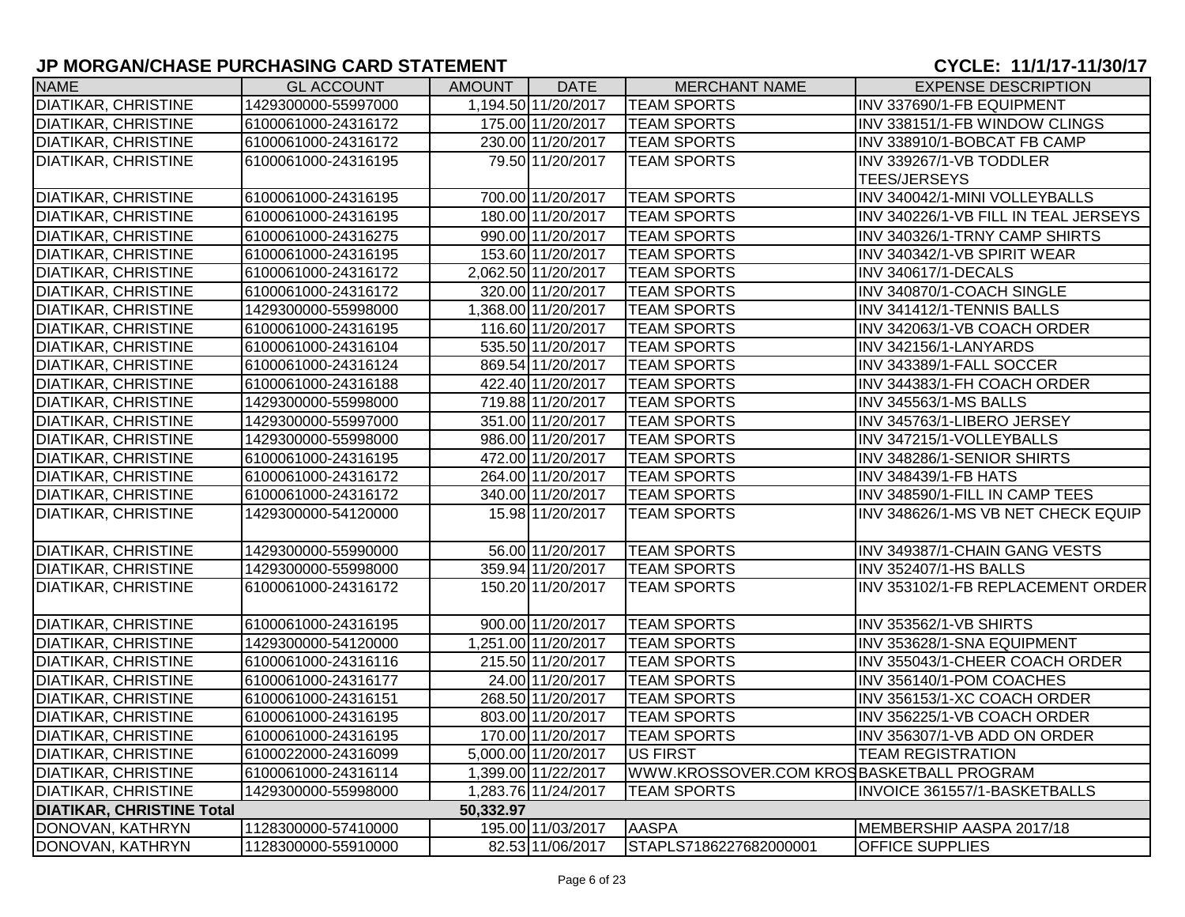## JP MORGAN/CHASE PURCHASING CARD STATEMENT

## CYCLE: 11/1/17-11/30/17

| NAME | GL ACCOUNT | AMOUNT | DATE | MERCHANT NAME | EXPENSE DESCRIPTION |
|---|---|---|---|---|---|
| DIATIKAR, CHRISTINE | 1429300000-55997000 | 1,194.50 | 11/20/2017 | TEAM SPORTS | INV 337690/1-FB EQUIPMENT |
| DIATIKAR, CHRISTINE | 6100061000-24316172 | 175.00 | 11/20/2017 | TEAM SPORTS | INV 338151/1-FB WINDOW CLINGS |
| DIATIKAR, CHRISTINE | 6100061000-24316172 | 230.00 | 11/20/2017 | TEAM SPORTS | INV 338910/1-BOBCAT FB CAMP |
| DIATIKAR, CHRISTINE | 6100061000-24316195 | 79.50 | 11/20/2017 | TEAM SPORTS | INV 339267/1-VB TODDLER TEES/JERSEYS |
| DIATIKAR, CHRISTINE | 6100061000-24316195 | 700.00 | 11/20/2017 | TEAM SPORTS | INV 340042/1-MINI VOLLEYBALLS |
| DIATIKAR, CHRISTINE | 6100061000-24316195 | 180.00 | 11/20/2017 | TEAM SPORTS | INV 340226/1-VB FILL IN TEAL JERSEYS |
| DIATIKAR, CHRISTINE | 6100061000-24316275 | 990.00 | 11/20/2017 | TEAM SPORTS | INV 340326/1-TRNY CAMP SHIRTS |
| DIATIKAR, CHRISTINE | 6100061000-24316195 | 153.60 | 11/20/2017 | TEAM SPORTS | INV 340342/1-VB SPIRIT WEAR |
| DIATIKAR, CHRISTINE | 6100061000-24316172 | 2,062.50 | 11/20/2017 | TEAM SPORTS | INV 340617/1-DECALS |
| DIATIKAR, CHRISTINE | 6100061000-24316172 | 320.00 | 11/20/2017 | TEAM SPORTS | INV 340870/1-COACH SINGLE |
| DIATIKAR, CHRISTINE | 1429300000-55998000 | 1,368.00 | 11/20/2017 | TEAM SPORTS | INV 341412/1-TENNIS BALLS |
| DIATIKAR, CHRISTINE | 6100061000-24316195 | 116.60 | 11/20/2017 | TEAM SPORTS | INV 342063/1-VB COACH ORDER |
| DIATIKAR, CHRISTINE | 6100061000-24316104 | 535.50 | 11/20/2017 | TEAM SPORTS | INV 342156/1-LANYARDS |
| DIATIKAR, CHRISTINE | 6100061000-24316124 | 869.54 | 11/20/2017 | TEAM SPORTS | INV 343389/1-FALL SOCCER |
| DIATIKAR, CHRISTINE | 6100061000-24316188 | 422.40 | 11/20/2017 | TEAM SPORTS | INV 344383/1-FH COACH ORDER |
| DIATIKAR, CHRISTINE | 1429300000-55998000 | 719.88 | 11/20/2017 | TEAM SPORTS | INV 345563/1-MS BALLS |
| DIATIKAR, CHRISTINE | 1429300000-55997000 | 351.00 | 11/20/2017 | TEAM SPORTS | INV 345763/1-LIBERO JERSEY |
| DIATIKAR, CHRISTINE | 1429300000-55998000 | 986.00 | 11/20/2017 | TEAM SPORTS | INV 347215/1-VOLLEYBALLS |
| DIATIKAR, CHRISTINE | 6100061000-24316195 | 472.00 | 11/20/2017 | TEAM SPORTS | INV 348286/1-SENIOR SHIRTS |
| DIATIKAR, CHRISTINE | 6100061000-24316172 | 264.00 | 11/20/2017 | TEAM SPORTS | INV 348439/1-FB HATS |
| DIATIKAR, CHRISTINE | 6100061000-24316172 | 340.00 | 11/20/2017 | TEAM SPORTS | INV 348590/1-FILL IN CAMP TEES |
| DIATIKAR, CHRISTINE | 1429300000-54120000 | 15.98 | 11/20/2017 | TEAM SPORTS | INV 348626/1-MS VB NET CHECK EQUIP |
| DIATIKAR, CHRISTINE | 1429300000-55990000 | 56.00 | 11/20/2017 | TEAM SPORTS | INV 349387/1-CHAIN GANG VESTS |
| DIATIKAR, CHRISTINE | 1429300000-55998000 | 359.94 | 11/20/2017 | TEAM SPORTS | INV 352407/1-HS BALLS |
| DIATIKAR, CHRISTINE | 6100061000-24316172 | 150.20 | 11/20/2017 | TEAM SPORTS | INV 353102/1-FB REPLACEMENT ORDER |
| DIATIKAR, CHRISTINE | 6100061000-24316195 | 900.00 | 11/20/2017 | TEAM SPORTS | INV 353562/1-VB SHIRTS |
| DIATIKAR, CHRISTINE | 1429300000-54120000 | 1,251.00 | 11/20/2017 | TEAM SPORTS | INV 353628/1-SNA EQUIPMENT |
| DIATIKAR, CHRISTINE | 6100061000-24316116 | 215.50 | 11/20/2017 | TEAM SPORTS | INV 355043/1-CHEER COACH ORDER |
| DIATIKAR, CHRISTINE | 6100061000-24316177 | 24.00 | 11/20/2017 | TEAM SPORTS | INV 356140/1-POM COACHES |
| DIATIKAR, CHRISTINE | 6100061000-24316151 | 268.50 | 11/20/2017 | TEAM SPORTS | INV 356153/1-XC COACH ORDER |
| DIATIKAR, CHRISTINE | 6100061000-24316195 | 803.00 | 11/20/2017 | TEAM SPORTS | INV 356225/1-VB COACH ORDER |
| DIATIKAR, CHRISTINE | 6100061000-24316195 | 170.00 | 11/20/2017 | TEAM SPORTS | INV 356307/1-VB ADD ON ORDER |
| DIATIKAR, CHRISTINE | 6100022000-24316099 | 5,000.00 | 11/20/2017 | US FIRST | TEAM REGISTRATION |
| DIATIKAR, CHRISTINE | 6100061000-24316114 | 1,399.00 | 11/22/2017 | WWW.KROSSOVER.COM KROS | BASKETBALL PROGRAM |
| DIATIKAR, CHRISTINE | 1429300000-55998000 | 1,283.76 | 11/24/2017 | TEAM SPORTS | INVOICE 361557/1-BASKETBALLS |
| **DIATIKAR, CHRISTINE Total** | | **50,332.97** | | | |
| DONOVAN, KATHRYN | 1128300000-57410000 | 195.00 | 11/03/2017 | AASPA | MEMBERSHIP AASPA 2017/18 |
| DONOVAN, KATHRYN | 1128300000-55910000 | 82.53 | 11/06/2017 | STAPLS7186227682000001 | OFFICE SUPPLIES |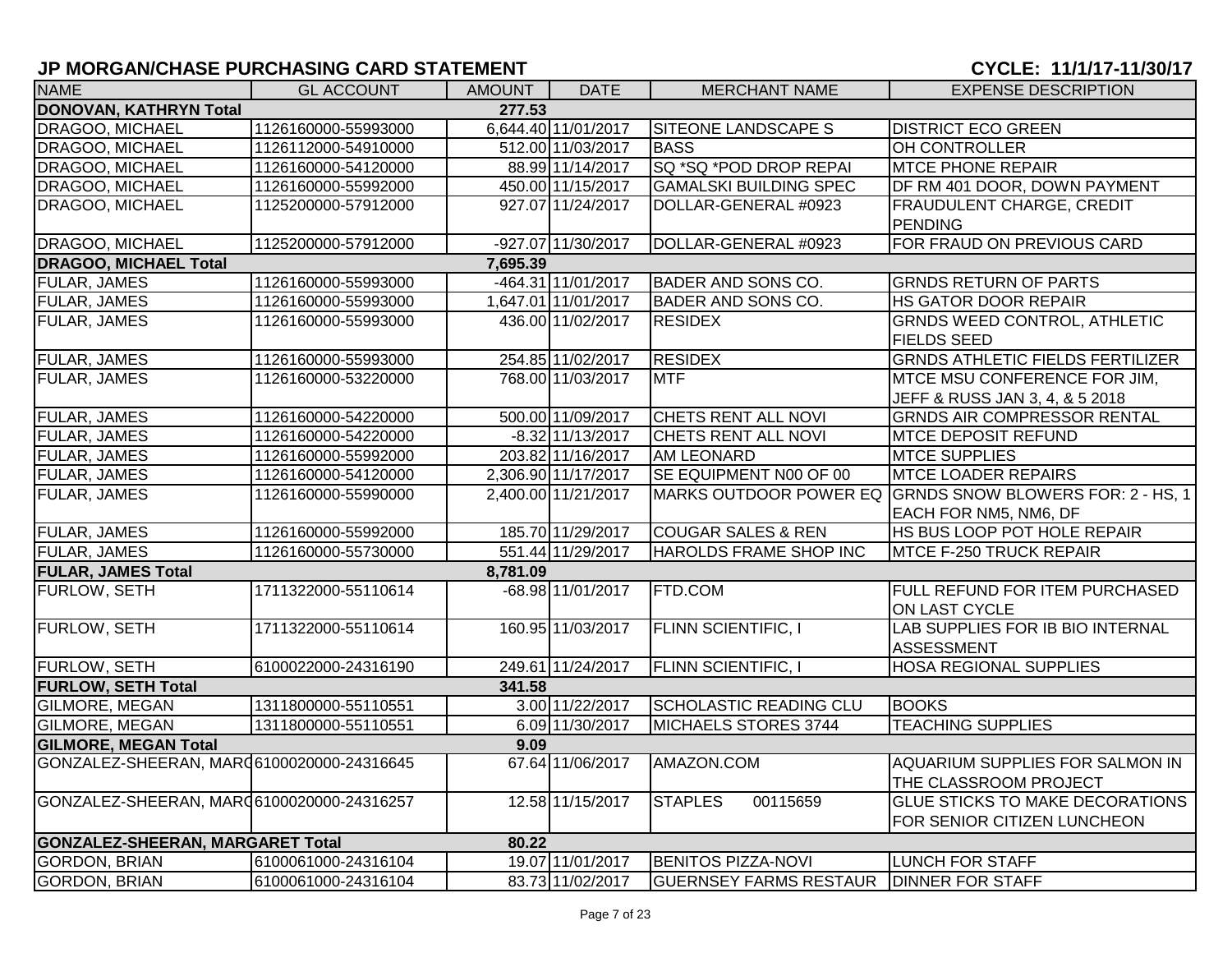## JP MORGAN/CHASE PURCHASING CARD STATEMENT

**CYCLE: 11/1/17-11/30/17**

| NAME | GL ACCOUNT | AMOUNT | DATE | MERCHANT NAME | EXPENSE DESCRIPTION |
|---|---|---|---|---|---|
| **DONOVAN, KATHRYN Total** | | **277.53** | | | |
| DRAGOO, MICHAEL | 1126160000-55993000 | 6,644.40 | 11/01/2017 | SITEONE LANDSCAPE S | DISTRICT ECO GREEN |
| DRAGOO, MICHAEL | 1126112000-54910000 | 512.00 | 11/03/2017 | BASS | OH CONTROLLER |
| DRAGOO, MICHAEL | 1126160000-54120000 | 88.99 | 11/14/2017 | SQ *SQ *POD DROP REPAI | MTCE PHONE REPAIR |
| DRAGOO, MICHAEL | 1126160000-55992000 | 450.00 | 11/15/2017 | GAMALSKI BUILDING SPEC | DF RM 401 DOOR, DOWN PAYMENT |
| DRAGOO, MICHAEL | 1125200000-57912000 | 927.07 | 11/24/2017 | DOLLAR-GENERAL #0923 | FRAUDULENT CHARGE, CREDIT PENDING |
| DRAGOO, MICHAEL | 1125200000-57912000 | -927.07 | 11/30/2017 | DOLLAR-GENERAL #0923 | FOR FRAUD ON PREVIOUS CARD |
| **DRAGOO, MICHAEL Total** | | **7,695.39** | | | |
| FULAR, JAMES | 1126160000-55993000 | -464.31 | 11/01/2017 | BADER AND SONS CO. | GRNDS RETURN OF PARTS |
| FULAR, JAMES | 1126160000-55993000 | 1,647.01 | 11/01/2017 | BADER AND SONS CO. | HS GATOR DOOR REPAIR |
| FULAR, JAMES | 1126160000-55993000 | 436.00 | 11/02/2017 | RESIDEX | GRNDS WEED CONTROL, ATHLETIC FIELDS SEED |
| FULAR, JAMES | 1126160000-55993000 | 254.85 | 11/02/2017 | RESIDEX | GRNDS ATHLETIC FIELDS FERTILIZER |
| FULAR, JAMES | 1126160000-53220000 | 768.00 | 11/03/2017 | MTF | MTCE MSU CONFERENCE FOR JIM, JEFF & RUSS JAN 3, 4, & 5 2018 |
| FULAR, JAMES | 1126160000-54220000 | 500.00 | 11/09/2017 | CHETS RENT ALL NOVI | GRNDS AIR COMPRESSOR RENTAL |
| FULAR, JAMES | 1126160000-54220000 | -8.32 | 11/13/2017 | CHETS RENT ALL NOVI | MTCE DEPOSIT REFUND |
| FULAR, JAMES | 1126160000-55992000 | 203.82 | 11/16/2017 | AM LEONARD | MTCE SUPPLIES |
| FULAR, JAMES | 1126160000-54120000 | 2,306.90 | 11/17/2017 | SE EQUIPMENT N00 OF 00 | MTCE LOADER REPAIRS |
| FULAR, JAMES | 1126160000-55990000 | 2,400.00 | 11/21/2017 | MARKS OUTDOOR POWER EQ | GRNDS SNOW BLOWERS FOR: 2 - HS, 1 EACH FOR NM5, NM6, DF |
| FULAR, JAMES | 1126160000-55992000 | 185.70 | 11/29/2017 | COUGAR SALES & REN | HS BUS LOOP POT HOLE REPAIR |
| FULAR, JAMES | 1126160000-55730000 | 551.44 | 11/29/2017 | HAROLDS FRAME SHOP INC | MTCE F-250 TRUCK REPAIR |
| **FULAR, JAMES Total** | | **8,781.09** | | | |
| FURLOW, SETH | 1711322000-55110614 | -68.98 | 11/01/2017 | FTD.COM | FULL REFUND FOR ITEM PURCHASED ON LAST CYCLE |
| FURLOW, SETH | 1711322000-55110614 | 160.95 | 11/03/2017 | FLINN SCIENTIFIC, I | LAB SUPPLIES FOR IB BIO INTERNAL ASSESSMENT |
| FURLOW, SETH | 6100022000-24316190 | 249.61 | 11/24/2017 | FLINN SCIENTIFIC, I | HOSA REGIONAL SUPPLIES |
| **FURLOW, SETH Total** | | **341.58** | | | |
| GILMORE, MEGAN | 1311800000-55110551 | 3.00 | 11/22/2017 | SCHOLASTIC READING CLU | BOOKS |
| GILMORE, MEGAN | 1311800000-55110551 | 6.09 | 11/30/2017 | MICHAELS STORES 3744 | TEACHING SUPPLIES |
| **GILMORE, MEGAN Total** | | **9.09** | | | |
| GONZALEZ-SHEERAN, MARG | 6100020000-24316645 | 67.64 | 11/06/2017 | AMAZON.COM | AQUARIUM SUPPLIES FOR SALMON IN THE CLASSROOM PROJECT |
| GONZALEZ-SHEERAN, MARG | 6100020000-24316257 | 12.58 | 11/15/2017 | STAPLES 00115659 | GLUE STICKS TO MAKE DECORATIONS FOR SENIOR CITIZEN LUNCHEON |
| **GONZALEZ-SHEERAN, MARGARET Total** | | **80.22** | | | |
| GORDON, BRIAN | 6100061000-24316104 | 19.07 | 11/01/2017 | BENITOS PIZZA-NOVI | LUNCH FOR STAFF |
| GORDON, BRIAN | 6100061000-24316104 | 83.73 | 11/02/2017 | GUERNSEY FARMS RESTAUR | DINNER FOR STAFF |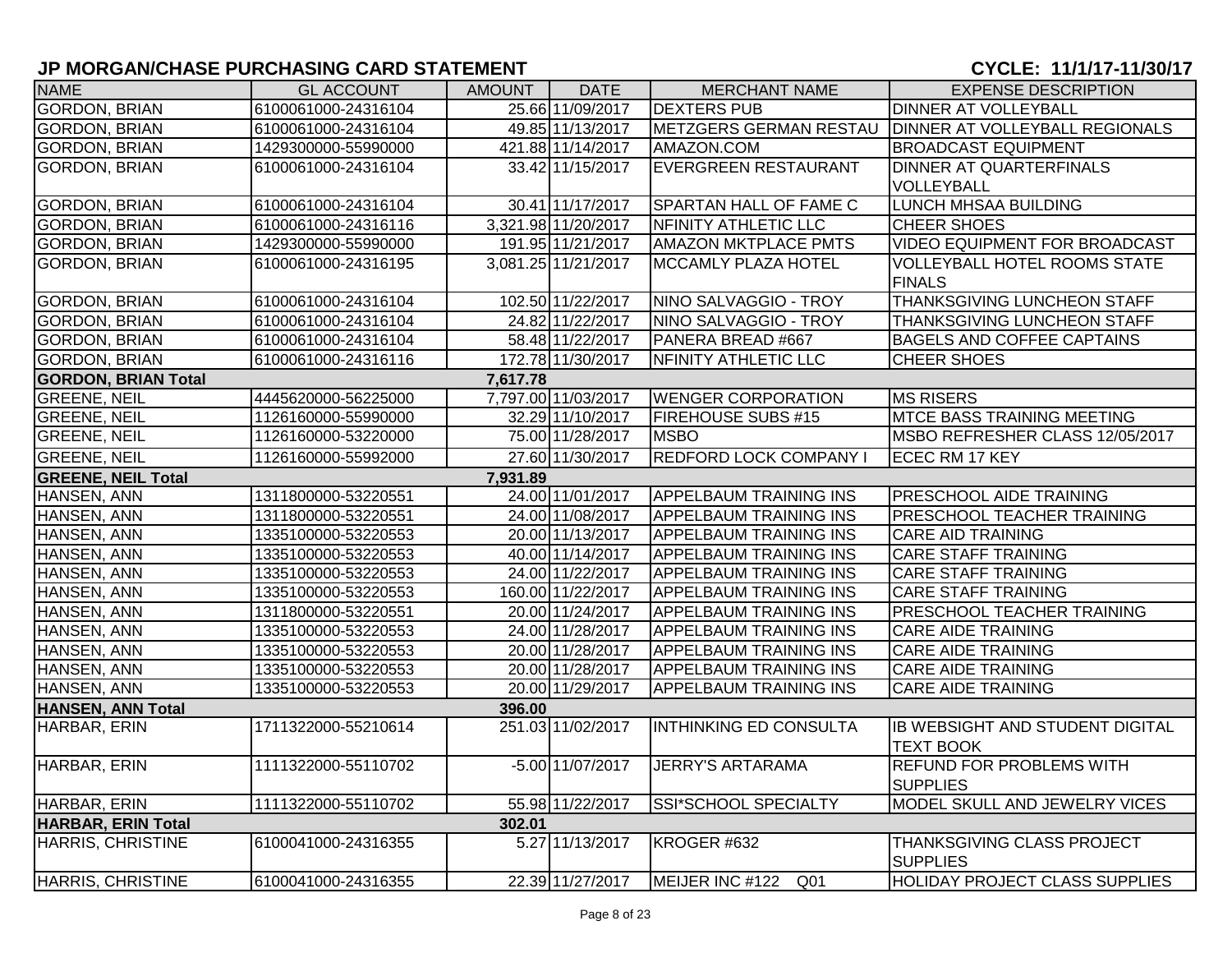## JP MORGAN/CHASE PURCHASING CARD STATEMENT

**CYCLE: 11/1/17-11/30/17**

| NAME | GL ACCOUNT | AMOUNT | DATE | MERCHANT NAME | EXPENSE DESCRIPTION |
|---|---|---|---|---|---|
| GORDON, BRIAN | 6100061000-24316104 | 25.66 | 11/09/2017 | DEXTERS PUB | DINNER AT VOLLEYBALL |
| GORDON, BRIAN | 6100061000-24316104 | 49.85 | 11/13/2017 | METZGERS GERMAN RESTAU | DINNER AT VOLLEYBALL REGIONALS |
| GORDON, BRIAN | 1429300000-55990000 | 421.88 | 11/14/2017 | AMAZON.COM | BROADCAST EQUIPMENT |
| GORDON, BRIAN | 6100061000-24316104 | 33.42 | 11/15/2017 | EVERGREEN RESTAURANT | DINNER AT QUARTERFINALS VOLLEYBALL |
| GORDON, BRIAN | 6100061000-24316104 | 30.41 | 11/17/2017 | SPARTAN HALL OF FAME C | LUNCH MHSAA BUILDING |
| GORDON, BRIAN | 6100061000-24316116 | 3,321.98 | 11/20/2017 | NFINITY ATHLETIC LLC | CHEER SHOES |
| GORDON, BRIAN | 1429300000-55990000 | 191.95 | 11/21/2017 | AMAZON MKTPLACE PMTS | VIDEO EQUIPMENT FOR BROADCAST |
| GORDON, BRIAN | 6100061000-24316195 | 3,081.25 | 11/21/2017 | MCCAMLY PLAZA HOTEL | VOLLEYBALL HOTEL ROOMS STATE FINALS |
| GORDON, BRIAN | 6100061000-24316104 | 102.50 | 11/22/2017 | NINO SALVAGGIO - TROY | THANKSGIVING LUNCHEON STAFF |
| GORDON, BRIAN | 6100061000-24316104 | 24.82 | 11/22/2017 | NINO SALVAGGIO - TROY | THANKSGIVING LUNCHEON STAFF |
| GORDON, BRIAN | 6100061000-24316104 | 58.48 | 11/22/2017 | PANERA BREAD #667 | BAGELS AND COFFEE CAPTAINS |
| GORDON, BRIAN | 6100061000-24316116 | 172.78 | 11/30/2017 | NFINITY ATHLETIC LLC | CHEER SHOES |
| **GORDON, BRIAN Total** | | **7,617.78** | | | |
| GREENE, NEIL | 4445620000-56225000 | 7,797.00 | 11/03/2017 | WENGER CORPORATION | MS RISERS |
| GREENE, NEIL | 1126160000-55990000 | 32.29 | 11/10/2017 | FIREHOUSE SUBS #15 | MTCE BASS TRAINING MEETING |
| GREENE, NEIL | 1126160000-53220000 | 75.00 | 11/28/2017 | MSBO | MSBO REFRESHER CLASS 12/05/2017 |
| GREENE, NEIL | 1126160000-55992000 | 27.60 | 11/30/2017 | REDFORD LOCK COMPANY I | ECEC RM 17 KEY |
| **GREENE, NEIL Total** | | **7,931.89** | | | |
| HANSEN, ANN | 1311800000-53220551 | 24.00 | 11/01/2017 | APPELBAUM TRAINING INS | PRESCHOOL AIDE TRAINING |
| HANSEN, ANN | 1311800000-53220551 | 24.00 | 11/08/2017 | APPELBAUM TRAINING INS | PRESCHOOL TEACHER TRAINING |
| HANSEN, ANN | 1335100000-53220553 | 20.00 | 11/13/2017 | APPELBAUM TRAINING INS | CARE AID TRAINING |
| HANSEN, ANN | 1335100000-53220553 | 40.00 | 11/14/2017 | APPELBAUM TRAINING INS | CARE STAFF TRAINING |
| HANSEN, ANN | 1335100000-53220553 | 24.00 | 11/22/2017 | APPELBAUM TRAINING INS | CARE STAFF TRAINING |
| HANSEN, ANN | 1335100000-53220553 | 160.00 | 11/22/2017 | APPELBAUM TRAINING INS | CARE STAFF TRAINING |
| HANSEN, ANN | 1311800000-53220551 | 20.00 | 11/24/2017 | APPELBAUM TRAINING INS | PRESCHOOL TEACHER TRAINING |
| HANSEN, ANN | 1335100000-53220553 | 24.00 | 11/28/2017 | APPELBAUM TRAINING INS | CARE AIDE TRAINING |
| HANSEN, ANN | 1335100000-53220553 | 20.00 | 11/28/2017 | APPELBAUM TRAINING INS | CARE AIDE TRAINING |
| HANSEN, ANN | 1335100000-53220553 | 20.00 | 11/28/2017 | APPELBAUM TRAINING INS | CARE AIDE TRAINING |
| HANSEN, ANN | 1335100000-53220553 | 20.00 | 11/29/2017 | APPELBAUM TRAINING INS | CARE AIDE TRAINING |
| **HANSEN, ANN Total** | | **396.00** | | | |
| HARBAR, ERIN | 1711322000-55210614 | 251.03 | 11/02/2017 | INTHINKING ED CONSULTA | IB WEBSIGHT AND STUDENT DIGITAL TEXT BOOK |
| HARBAR, ERIN | 1111322000-55110702 | -5.00 | 11/07/2017 | JERRY'S ARTARAMA | REFUND FOR PROBLEMS WITH SUPPLIES |
| HARBAR, ERIN | 1111322000-55110702 | 55.98 | 11/22/2017 | SSI*SCHOOL SPECIALTY | MODEL SKULL AND JEWELRY VICES |
| **HARBAR, ERIN Total** | | **302.01** | | | |
| HARRIS, CHRISTINE | 6100041000-24316355 | 5.27 | 11/13/2017 | KROGER #632 | THANKSGIVING CLASS PROJECT SUPPLIES |
| HARRIS, CHRISTINE | 6100041000-24316355 | 22.39 | 11/27/2017 | MEIJER INC #122 Q01 | HOLIDAY PROJECT CLASS SUPPLIES |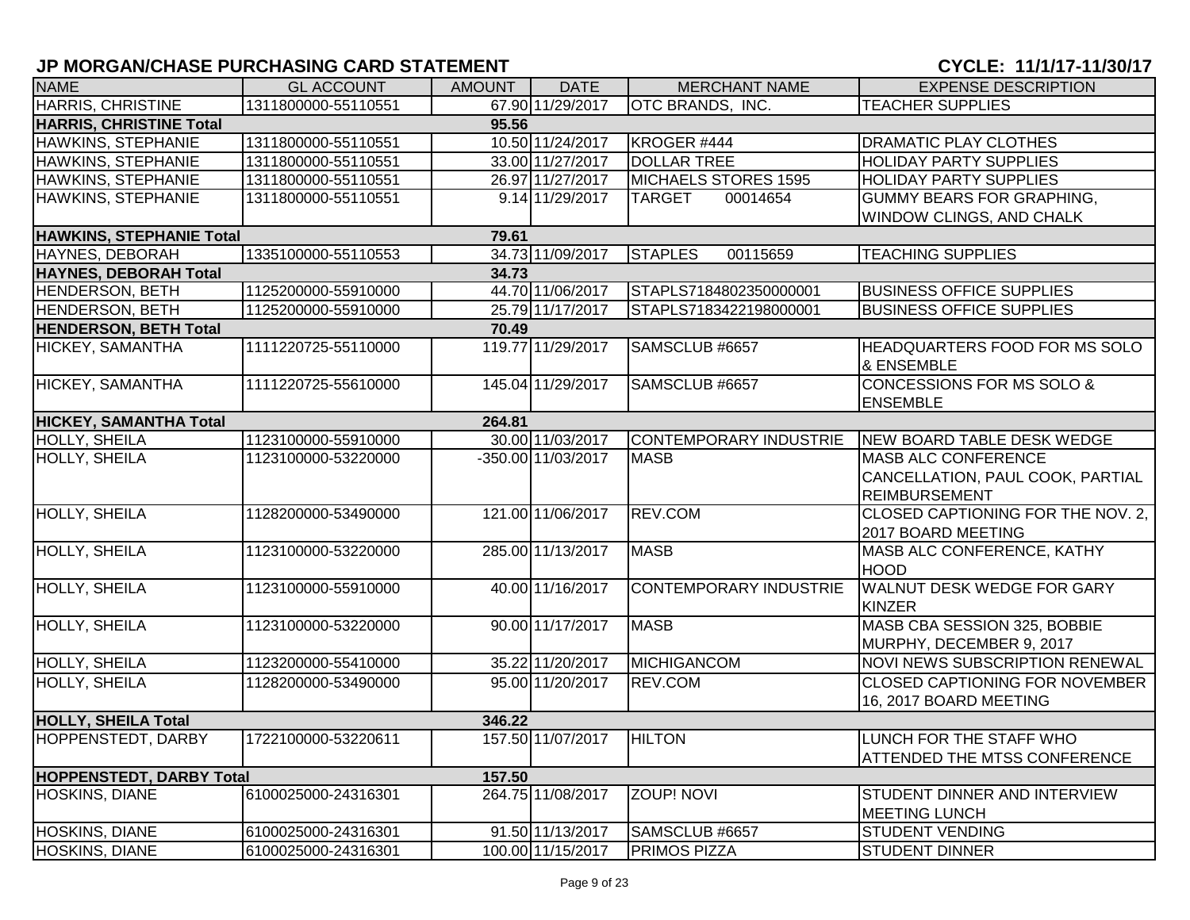## JP MORGAN/CHASE PURCHASING CARD STATEMENT

**CYCLE: 11/1/17-11/30/17**

| NAME | GL ACCOUNT | AMOUNT | DATE | MERCHANT NAME | EXPENSE DESCRIPTION |
|---|---|---|---|---|---|
| HARRIS, CHRISTINE | 1311800000-55110551 | 67.90 | 11/29/2017 | OTC BRANDS, INC. | TEACHER SUPPLIES |
| **HARRIS, CHRISTINE Total** | | **95.56** | | | |
| HAWKINS, STEPHANIE | 1311800000-55110551 | 10.50 | 11/24/2017 | KROGER #444 | DRAMATIC PLAY CLOTHES |
| HAWKINS, STEPHANIE | 1311800000-55110551 | 33.00 | 11/27/2017 | DOLLAR TREE | HOLIDAY PARTY SUPPLIES |
| HAWKINS, STEPHANIE | 1311800000-55110551 | 26.97 | 11/27/2017 | MICHAELS STORES 1595 | HOLIDAY PARTY SUPPLIES |
| HAWKINS, STEPHANIE | 1311800000-55110551 | 9.14 | 11/29/2017 | TARGET 00014654 | GUMMY BEARS FOR GRAPHING, WINDOW CLINGS, AND CHALK |
| **HAWKINS, STEPHANIE Total** | | **79.61** | | | |
| HAYNES, DEBORAH | 1335100000-55110553 | 34.73 | 11/09/2017 | STAPLES 00115659 | TEACHING SUPPLIES |
| **HAYNES, DEBORAH Total** | | **34.73** | | | |
| HENDERSON, BETH | 1125200000-55910000 | 44.70 | 11/06/2017 | STAPLS7184802350000001 | BUSINESS OFFICE SUPPLIES |
| HENDERSON, BETH | 1125200000-55910000 | 25.79 | 11/17/2017 | STAPLS7183422198000001 | BUSINESS OFFICE SUPPLIES |
| **HENDERSON, BETH Total** | | **70.49** | | | |
| HICKEY, SAMANTHA | 1111220725-55110000 | 119.77 | 11/29/2017 | SAMSCLUB #6657 | HEADQUARTERS FOOD FOR MS SOLO & ENSEMBLE |
| HICKEY, SAMANTHA | 1111220725-55610000 | 145.04 | 11/29/2017 | SAMSCLUB #6657 | CONCESSIONS FOR MS SOLO & ENSEMBLE |
| **HICKEY, SAMANTHA Total** | | **264.81** | | | |
| HOLLY, SHEILA | 1123100000-55910000 | 30.00 | 11/03/2017 | CONTEMPORARY INDUSTRIE | NEW BOARD TABLE DESK WEDGE |
| HOLLY, SHEILA | 1123100000-53220000 | -350.00 | 11/03/2017 | MASB | MASB ALC CONFERENCE CANCELLATION, PAUL COOK, PARTIAL REIMBURSEMENT |
| HOLLY, SHEILA | 1128200000-53490000 | 121.00 | 11/06/2017 | REV.COM | CLOSED CAPTIONING FOR THE NOV. 2, 2017 BOARD MEETING |
| HOLLY, SHEILA | 1123100000-53220000 | 285.00 | 11/13/2017 | MASB | MASB ALC CONFERENCE, KATHY HOOD |
| HOLLY, SHEILA | 1123100000-55910000 | 40.00 | 11/16/2017 | CONTEMPORARY INDUSTRIE | WALNUT DESK WEDGE FOR GARY KINZER |
| HOLLY, SHEILA | 1123100000-53220000 | 90.00 | 11/17/2017 | MASB | MASB CBA SESSION 325, BOBBIE MURPHY, DECEMBER 9, 2017 |
| HOLLY, SHEILA | 1123200000-55410000 | 35.22 | 11/20/2017 | MICHIGANCOM | NOVI NEWS SUBSCRIPTION RENEWAL |
| HOLLY, SHEILA | 1128200000-53490000 | 95.00 | 11/20/2017 | REV.COM | CLOSED CAPTIONING FOR NOVEMBER 16, 2017 BOARD MEETING |
| **HOLLY, SHEILA Total** | | **346.22** | | | |
| HOPPENSTEDT, DARBY | 1722100000-53220611 | 157.50 | 11/07/2017 | HILTON | LUNCH FOR THE STAFF WHO ATTENDED THE MTSS CONFERENCE |
| **HOPPENSTEDT, DARBY Total** | | **157.50** | | | |
| HOSKINS, DIANE | 6100025000-24316301 | 264.75 | 11/08/2017 | ZOUP! NOVI | STUDENT DINNER AND INTERVIEW MEETING LUNCH |
| HOSKINS, DIANE | 6100025000-24316301 | 91.50 | 11/13/2017 | SAMSCLUB #6657 | STUDENT VENDING |
| HOSKINS, DIANE | 6100025000-24316301 | 100.00 | 11/15/2017 | PRIMOS PIZZA | STUDENT DINNER |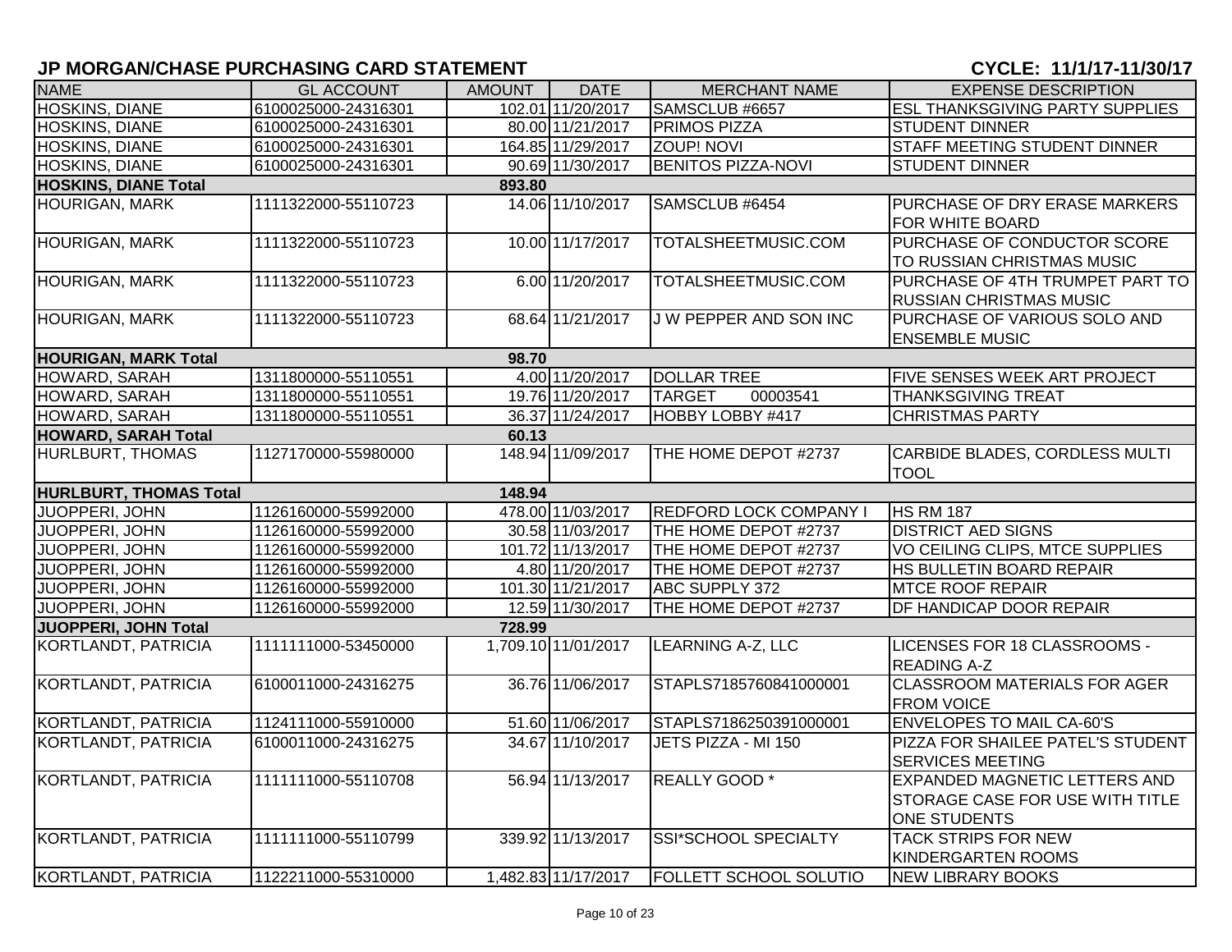## JP MORGAN/CHASE PURCHASING CARD STATEMENT

**CYCLE: 11/1/17-11/30/17**

| NAME | GL ACCOUNT | AMOUNT | DATE | MERCHANT NAME | EXPENSE DESCRIPTION |
|---|---|---|---|---|---|
| HOSKINS, DIANE | 6100025000-24316301 | 102.01 | 11/20/2017 | SAMSCLUB #6657 | ESL THANKSGIVING PARTY SUPPLIES |
| HOSKINS, DIANE | 6100025000-24316301 | 80.00 | 11/21/2017 | PRIMOS PIZZA | STUDENT DINNER |
| HOSKINS, DIANE | 6100025000-24316301 | 164.85 | 11/29/2017 | ZOUP! NOVI | STAFF MEETING STUDENT DINNER |
| HOSKINS, DIANE | 6100025000-24316301 | 90.69 | 11/30/2017 | BENITOS PIZZA-NOVI | STUDENT DINNER |
| **HOSKINS, DIANE Total** | | **893.80** | | | |
| HOURIGAN, MARK | 1111322000-55110723 | 14.06 | 11/10/2017 | SAMSCLUB #6454 | PURCHASE OF DRY ERASE MARKERS FOR WHITE BOARD |
| HOURIGAN, MARK | 1111322000-55110723 | 10.00 | 11/17/2017 | TOTALSHEETMUSIC.COM | PURCHASE OF CONDUCTOR SCORE TO RUSSIAN CHRISTMAS MUSIC |
| HOURIGAN, MARK | 1111322000-55110723 | 6.00 | 11/20/2017 | TOTALSHEETMUSIC.COM | PURCHASE OF 4TH TRUMPET PART TO RUSSIAN CHRISTMAS MUSIC |
| HOURIGAN, MARK | 1111322000-55110723 | 68.64 | 11/21/2017 | J W PEPPER AND SON INC | PURCHASE OF VARIOUS SOLO AND ENSEMBLE MUSIC |
| **HOURIGAN, MARK Total** | | **98.70** | | | |
| HOWARD, SARAH | 1311800000-55110551 | 4.00 | 11/20/2017 | DOLLAR TREE | FIVE SENSES WEEK ART PROJECT |
| HOWARD, SARAH | 1311800000-55110551 | 19.76 | 11/20/2017 | TARGET 00003541 | THANKSGIVING TREAT |
| HOWARD, SARAH | 1311800000-55110551 | 36.37 | 11/24/2017 | HOBBY LOBBY #417 | CHRISTMAS PARTY |
| **HOWARD, SARAH Total** | | **60.13** | | | |
| HURLBURT, THOMAS | 1127170000-55980000 | 148.94 | 11/09/2017 | THE HOME DEPOT #2737 | CARBIDE BLADES, CORDLESS MULTI TOOL |
| **HURLBURT, THOMAS Total** | | **148.94** | | | |
| JUOPPERI, JOHN | 1126160000-55992000 | 478.00 | 11/03/2017 | REDFORD LOCK COMPANY I | HS RM 187 |
| JUOPPERI, JOHN | 1126160000-55992000 | 30.58 | 11/03/2017 | THE HOME DEPOT #2737 | DISTRICT AED SIGNS |
| JUOPPERI, JOHN | 1126160000-55992000 | 101.72 | 11/13/2017 | THE HOME DEPOT #2737 | VO CEILING CLIPS, MTCE SUPPLIES |
| JUOPPERI, JOHN | 1126160000-55992000 | 4.80 | 11/20/2017 | THE HOME DEPOT #2737 | HS BULLETIN BOARD REPAIR |
| JUOPPERI, JOHN | 1126160000-55992000 | 101.30 | 11/21/2017 | ABC SUPPLY 372 | MTCE ROOF REPAIR |
| JUOPPERI, JOHN | 1126160000-55992000 | 12.59 | 11/30/2017 | THE HOME DEPOT #2737 | DF HANDICAP DOOR REPAIR |
| **JUOPPERI, JOHN Total** | | **728.99** | | | |
| KORTLANDT, PATRICIA | 1111111000-53450000 | 1,709.10 | 11/01/2017 | LEARNING A-Z, LLC | LICENSES FOR 18 CLASSROOMS - READING A-Z |
| KORTLANDT, PATRICIA | 6100011000-24316275 | 36.76 | 11/06/2017 | STAPLS7185760841000001 | CLASSROOM MATERIALS FOR AGER FROM VOICE |
| KORTLANDT, PATRICIA | 1124111000-55910000 | 51.60 | 11/06/2017 | STAPLS7186250391000001 | ENVELOPES TO MAIL CA-60'S |
| KORTLANDT, PATRICIA | 6100011000-24316275 | 34.67 | 11/10/2017 | JETS PIZZA - MI 150 | PIZZA FOR SHAILEE PATEL'S STUDENT SERVICES MEETING |
| KORTLANDT, PATRICIA | 1111111000-55110708 | 56.94 | 11/13/2017 | REALLY GOOD * | EXPANDED MAGNETIC LETTERS AND STORAGE CASE FOR USE WITH TITLE ONE STUDENTS |
| KORTLANDT, PATRICIA | 1111111000-55110799 | 339.92 | 11/13/2017 | SSI*SCHOOL SPECIALTY | TACK STRIPS FOR NEW KINDERGARTEN ROOMS |
| KORTLANDT, PATRICIA | 1122211000-55310000 | 1,482.83 | 11/17/2017 | FOLLETT SCHOOL SOLUTIO | NEW LIBRARY BOOKS |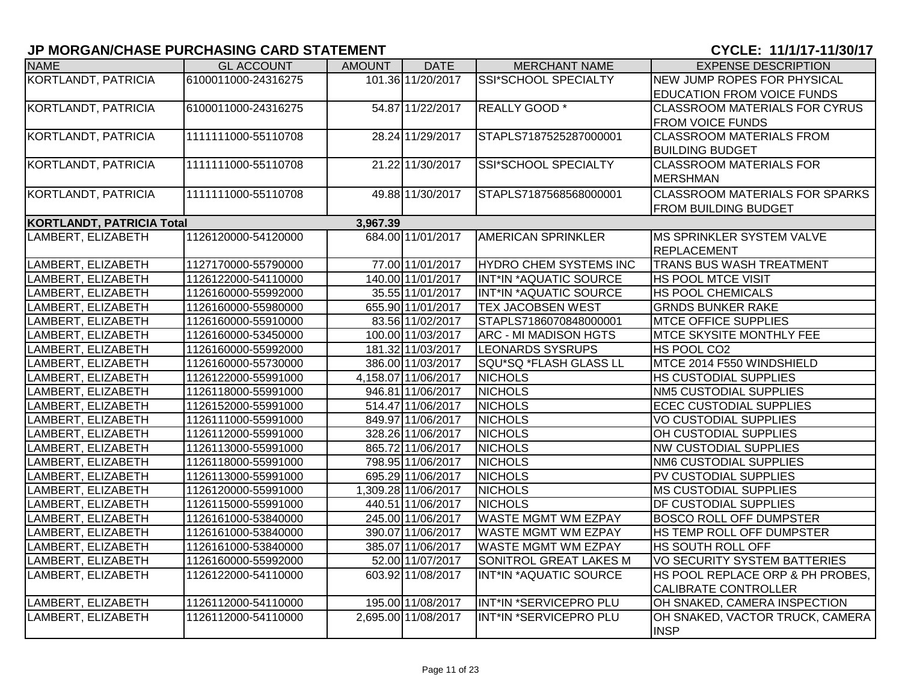## JP MORGAN/CHASE PURCHASING CARD STATEMENT

**CYCLE: 11/1/17-11/30/17**

| NAME | GL ACCOUNT | AMOUNT | DATE | MERCHANT NAME | EXPENSE DESCRIPTION |
|---|---|---|---|---|---|
| KORTLANDT, PATRICIA | 6100011000-24316275 | 101.36 | 11/20/2017 | SSI*SCHOOL SPECIALTY | NEW JUMP ROPES FOR PHYSICAL EDUCATION FROM VOICE FUNDS |
| KORTLANDT, PATRICIA | 6100011000-24316275 | 54.87 | 11/22/2017 | REALLY GOOD * | CLASSROOM MATERIALS FOR CYRUS FROM VOICE FUNDS |
| KORTLANDT, PATRICIA | 1111111000-55110708 | 28.24 | 11/29/2017 | STAPLS7187525287000001 | CLASSROOM MATERIALS FROM BUILDING BUDGET |
| KORTLANDT, PATRICIA | 1111111000-55110708 | 21.22 | 11/30/2017 | SSI*SCHOOL SPECIALTY | CLASSROOM MATERIALS FOR MERSHMAN |
| KORTLANDT, PATRICIA | 1111111000-55110708 | 49.88 | 11/30/2017 | STAPLS7187568568000001 | CLASSROOM MATERIALS FOR SPARKS FROM BUILDING BUDGET |
| **KORTLANDT, PATRICIA Total** | | **3,967.39** | | | |
| LAMBERT, ELIZABETH | 1126120000-54120000 | 684.00 | 11/01/2017 | AMERICAN SPRINKLER | MS SPRINKLER SYSTEM VALVE REPLACEMENT |
| LAMBERT, ELIZABETH | 1127170000-55790000 | 77.00 | 11/01/2017 | HYDRO CHEM SYSTEMS INC | TRANS BUS WASH TREATMENT |
| LAMBERT, ELIZABETH | 1126122000-54110000 | 140.00 | 11/01/2017 | INT*IN *AQUATIC SOURCE | HS POOL MTCE VISIT |
| LAMBERT, ELIZABETH | 1126160000-55992000 | 35.55 | 11/01/2017 | INT*IN *AQUATIC SOURCE | HS POOL CHEMICALS |
| LAMBERT, ELIZABETH | 1126160000-55980000 | 655.90 | 11/01/2017 | TEX JACOBSEN WEST | GRNDS BUNKER RAKE |
| LAMBERT, ELIZABETH | 1126160000-55910000 | 83.56 | 11/02/2017 | STAPLS7186070848000001 | MTCE OFFICE SUPPLIES |
| LAMBERT, ELIZABETH | 1126160000-53450000 | 100.00 | 11/03/2017 | ARC - MI MADISON HGTS | MTCE SKYSITE MONTHLY FEE |
| LAMBERT, ELIZABETH | 1126160000-55992000 | 181.32 | 11/03/2017 | LEONARDS SYSRUPS | HS POOL CO2 |
| LAMBERT, ELIZABETH | 1126160000-55730000 | 386.00 | 11/03/2017 | SQU*SQ *FLASH GLASS LL | MTCE 2014 F550 WINDSHIELD |
| LAMBERT, ELIZABETH | 1126122000-55991000 | 4,158.07 | 11/06/2017 | NICHOLS | HS CUSTODIAL SUPPLIES |
| LAMBERT, ELIZABETH | 1126118000-55991000 | 946.81 | 11/06/2017 | NICHOLS | NM5 CUSTODIAL SUPPLIES |
| LAMBERT, ELIZABETH | 1126152000-55991000 | 514.47 | 11/06/2017 | NICHOLS | ECEC CUSTODIAL SUPPLIES |
| LAMBERT, ELIZABETH | 1126111000-55991000 | 849.97 | 11/06/2017 | NICHOLS | VO CUSTODIAL SUPPLIES |
| LAMBERT, ELIZABETH | 1126112000-55991000 | 328.26 | 11/06/2017 | NICHOLS | OH CUSTODIAL SUPPLIES |
| LAMBERT, ELIZABETH | 1126113000-55991000 | 865.72 | 11/06/2017 | NICHOLS | NW CUSTODIAL SUPPLIES |
| LAMBERT, ELIZABETH | 1126118000-55991000 | 798.95 | 11/06/2017 | NICHOLS | NM6 CUSTODIAL SUPPLIES |
| LAMBERT, ELIZABETH | 1126113000-55991000 | 695.29 | 11/06/2017 | NICHOLS | PV CUSTODIAL SUPPLIES |
| LAMBERT, ELIZABETH | 1126120000-55991000 | 1,309.28 | 11/06/2017 | NICHOLS | MS CUSTODIAL SUPPLIES |
| LAMBERT, ELIZABETH | 1126115000-55991000 | 440.51 | 11/06/2017 | NICHOLS | DF CUSTODIAL SUPPLIES |
| LAMBERT, ELIZABETH | 1126161000-53840000 | 245.00 | 11/06/2017 | WASTE MGMT WM EZPAY | BOSCO ROLL OFF DUMPSTER |
| LAMBERT, ELIZABETH | 1126161000-53840000 | 390.07 | 11/06/2017 | WASTE MGMT WM EZPAY | HS TEMP ROLL OFF DUMPSTER |
| LAMBERT, ELIZABETH | 1126161000-53840000 | 385.07 | 11/06/2017 | WASTE MGMT WM EZPAY | HS SOUTH ROLL OFF |
| LAMBERT, ELIZABETH | 1126160000-55992000 | 52.00 | 11/07/2017 | SONITROL GREAT LAKES M | VO SECURITY SYSTEM BATTERIES |
| LAMBERT, ELIZABETH | 1126122000-54110000 | 603.92 | 11/08/2017 | INT*IN *AQUATIC SOURCE | HS POOL REPLACE ORP & PH PROBES, CALIBRATE CONTROLLER |
| LAMBERT, ELIZABETH | 1126112000-54110000 | 195.00 | 11/08/2017 | INT*IN *SERVICEPRO PLU | OH SNAKED, CAMERA INSPECTION |
| LAMBERT, ELIZABETH | 1126112000-54110000 | 2,695.00 | 11/08/2017 | INT*IN *SERVICEPRO PLU | OH SNAKED, VACTOR TRUCK, CAMERA INSP |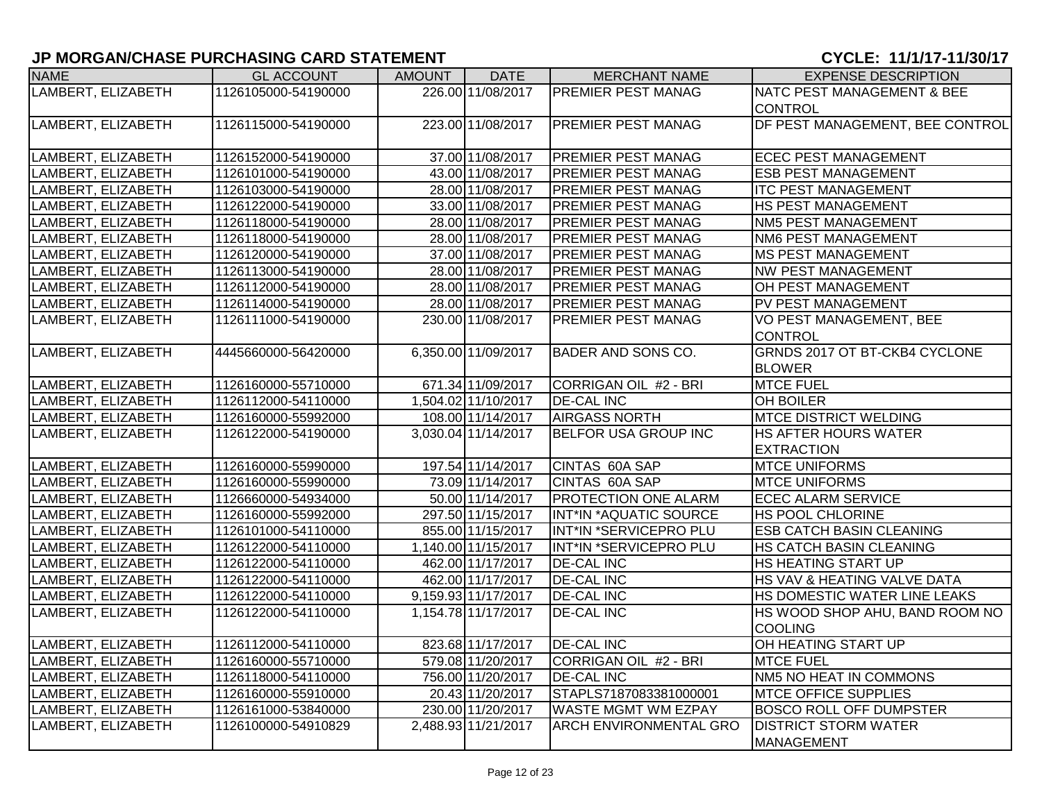## JP MORGAN/CHASE PURCHASING CARD STATEMENT

**CYCLE: 11/1/17-11/30/17**

| NAME | GL ACCOUNT | AMOUNT | DATE | MERCHANT NAME | EXPENSE DESCRIPTION |
|---|---|---|---|---|---|
| LAMBERT, ELIZABETH | 1126105000-54190000 | 226.00 | 11/08/2017 | PREMIER PEST MANAG | NATC PEST MANAGEMENT & BEE CONTROL |
| LAMBERT, ELIZABETH | 1126115000-54190000 | 223.00 | 11/08/2017 | PREMIER PEST MANAG | DF PEST MANAGEMENT, BEE CONTROL |
| LAMBERT, ELIZABETH | 1126152000-54190000 | 37.00 | 11/08/2017 | PREMIER PEST MANAG | ECEC PEST MANAGEMENT |
| LAMBERT, ELIZABETH | 1126101000-54190000 | 43.00 | 11/08/2017 | PREMIER PEST MANAG | ESB PEST MANAGEMENT |
| LAMBERT, ELIZABETH | 1126103000-54190000 | 28.00 | 11/08/2017 | PREMIER PEST MANAG | ITC PEST MANAGEMENT |
| LAMBERT, ELIZABETH | 1126122000-54190000 | 33.00 | 11/08/2017 | PREMIER PEST MANAG | HS PEST MANAGEMENT |
| LAMBERT, ELIZABETH | 1126118000-54190000 | 28.00 | 11/08/2017 | PREMIER PEST MANAG | NM5 PEST MANAGEMENT |
| LAMBERT, ELIZABETH | 1126118000-54190000 | 28.00 | 11/08/2017 | PREMIER PEST MANAG | NM6 PEST MANAGEMENT |
| LAMBERT, ELIZABETH | 1126120000-54190000 | 37.00 | 11/08/2017 | PREMIER PEST MANAG | MS PEST MANAGEMENT |
| LAMBERT, ELIZABETH | 1126113000-54190000 | 28.00 | 11/08/2017 | PREMIER PEST MANAG | NW PEST MANAGEMENT |
| LAMBERT, ELIZABETH | 1126112000-54190000 | 28.00 | 11/08/2017 | PREMIER PEST MANAG | OH PEST MANAGEMENT |
| LAMBERT, ELIZABETH | 1126114000-54190000 | 28.00 | 11/08/2017 | PREMIER PEST MANAG | PV PEST MANAGEMENT |
| LAMBERT, ELIZABETH | 1126111000-54190000 | 230.00 | 11/08/2017 | PREMIER PEST MANAG | VO PEST MANAGEMENT, BEE CONTROL |
| LAMBERT, ELIZABETH | 4445660000-56420000 | 6,350.00 | 11/09/2017 | BADER AND SONS CO. | GRNDS 2017 OT BT-CKB4 CYCLONE BLOWER |
| LAMBERT, ELIZABETH | 1126160000-55710000 | 671.34 | 11/09/2017 | CORRIGAN OIL #2 - BRI | MTCE FUEL |
| LAMBERT, ELIZABETH | 1126112000-54110000 | 1,504.02 | 11/10/2017 | DE-CAL INC | OH BOILER |
| LAMBERT, ELIZABETH | 1126160000-55992000 | 108.00 | 11/14/2017 | AIRGASS NORTH | MTCE DISTRICT WELDING |
| LAMBERT, ELIZABETH | 1126122000-54190000 | 3,030.04 | 11/14/2017 | BELFOR USA GROUP INC | HS AFTER HOURS WATER EXTRACTION |
| LAMBERT, ELIZABETH | 1126160000-55990000 | 197.54 | 11/14/2017 | CINTAS 60A SAP | MTCE UNIFORMS |
| LAMBERT, ELIZABETH | 1126160000-55990000 | 73.09 | 11/14/2017 | CINTAS 60A SAP | MTCE UNIFORMS |
| LAMBERT, ELIZABETH | 1126660000-54934000 | 50.00 | 11/14/2017 | PROTECTION ONE ALARM | ECEC ALARM SERVICE |
| LAMBERT, ELIZABETH | 1126160000-55992000 | 297.50 | 11/15/2017 | INT*IN *AQUATIC SOURCE | HS POOL CHLORINE |
| LAMBERT, ELIZABETH | 1126101000-54110000 | 855.00 | 11/15/2017 | INT*IN *SERVICEPRO PLU | ESB CATCH BASIN CLEANING |
| LAMBERT, ELIZABETH | 1126122000-54110000 | 1,140.00 | 11/15/2017 | INT*IN *SERVICEPRO PLU | HS CATCH BASIN CLEANING |
| LAMBERT, ELIZABETH | 1126122000-54110000 | 462.00 | 11/17/2017 | DE-CAL INC | HS HEATING START UP |
| LAMBERT, ELIZABETH | 1126122000-54110000 | 462.00 | 11/17/2017 | DE-CAL INC | HS VAV & HEATING VALVE DATA |
| LAMBERT, ELIZABETH | 1126122000-54110000 | 9,159.93 | 11/17/2017 | DE-CAL INC | HS DOMESTIC WATER LINE LEAKS |
| LAMBERT, ELIZABETH | 1126122000-54110000 | 1,154.78 | 11/17/2017 | DE-CAL INC | HS WOOD SHOP AHU, BAND ROOM NO COOLING |
| LAMBERT, ELIZABETH | 1126112000-54110000 | 823.68 | 11/17/2017 | DE-CAL INC | OH HEATING START UP |
| LAMBERT, ELIZABETH | 1126160000-55710000 | 579.08 | 11/20/2017 | CORRIGAN OIL #2 - BRI | MTCE FUEL |
| LAMBERT, ELIZABETH | 1126118000-54110000 | 756.00 | 11/20/2017 | DE-CAL INC | NM5 NO HEAT IN COMMONS |
| LAMBERT, ELIZABETH | 1126160000-55910000 | 20.43 | 11/20/2017 | STAPLS7187083381000001 | MTCE OFFICE SUPPLIES |
| LAMBERT, ELIZABETH | 1126161000-53840000 | 230.00 | 11/20/2017 | WASTE MGMT WM EZPAY | BOSCO ROLL OFF DUMPSTER |
| LAMBERT, ELIZABETH | 1126100000-54910829 | 2,488.93 | 11/21/2017 | ARCH ENVIRONMENTAL GRO | DISTRICT STORM WATER MANAGEMENT |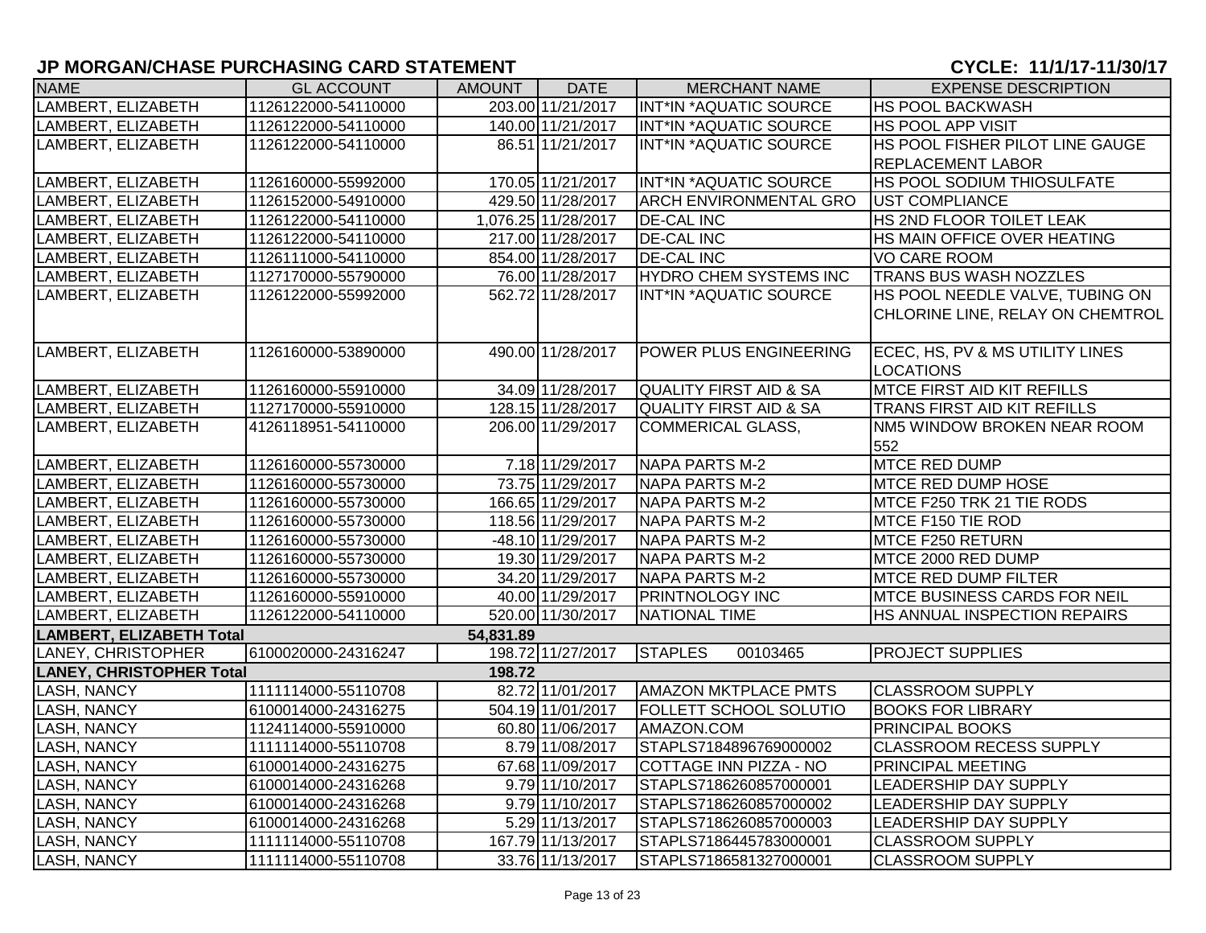## JP MORGAN/CHASE PURCHASING CARD STATEMENT

**CYCLE: 11/1/17-11/30/17**

| NAME | GL ACCOUNT | AMOUNT | DATE | MERCHANT NAME | EXPENSE DESCRIPTION |
|---|---|---|---|---|---|
| LAMBERT, ELIZABETH | 1126122000-54110000 | 203.00 | 11/21/2017 | INT*IN *AQUATIC SOURCE | HS POOL BACKWASH |
| LAMBERT, ELIZABETH | 1126122000-54110000 | 140.00 | 11/21/2017 | INT*IN *AQUATIC SOURCE | HS POOL APP VISIT |
| LAMBERT, ELIZABETH | 1126122000-54110000 | 86.51 | 11/21/2017 | INT*IN *AQUATIC SOURCE | HS POOL FISHER PILOT LINE GAUGE REPLACEMENT LABOR |
| LAMBERT, ELIZABETH | 1126160000-55992000 | 170.05 | 11/21/2017 | INT*IN *AQUATIC SOURCE | HS POOL SODIUM THIOSULFATE |
| LAMBERT, ELIZABETH | 1126152000-54910000 | 429.50 | 11/28/2017 | ARCH ENVIRONMENTAL GRO | UST COMPLIANCE |
| LAMBERT, ELIZABETH | 1126122000-54110000 | 1,076.25 | 11/28/2017 | DE-CAL INC | HS 2ND FLOOR TOILET LEAK |
| LAMBERT, ELIZABETH | 1126122000-54110000 | 217.00 | 11/28/2017 | DE-CAL INC | HS MAIN OFFICE OVER HEATING |
| LAMBERT, ELIZABETH | 1126111000-54110000 | 854.00 | 11/28/2017 | DE-CAL INC | VO CARE ROOM |
| LAMBERT, ELIZABETH | 1127170000-55790000 | 76.00 | 11/28/2017 | HYDRO CHEM SYSTEMS INC | TRANS BUS WASH NOZZLES |
| LAMBERT, ELIZABETH | 1126122000-55992000 | 562.72 | 11/28/2017 | INT*IN *AQUATIC SOURCE | HS POOL NEEDLE VALVE, TUBING ON CHLORINE LINE, RELAY ON CHEMTROL |
| LAMBERT, ELIZABETH | 1126160000-53890000 | 490.00 | 11/28/2017 | POWER PLUS ENGINEERING | ECEC, HS, PV & MS UTILITY LINES LOCATIONS |
| LAMBERT, ELIZABETH | 1126160000-55910000 | 34.09 | 11/28/2017 | QUALITY FIRST AID & SA | MTCE FIRST AID KIT REFILLS |
| LAMBERT, ELIZABETH | 1127170000-55910000 | 128.15 | 11/28/2017 | QUALITY FIRST AID & SA | TRANS FIRST AID KIT REFILLS |
| LAMBERT, ELIZABETH | 4126118951-54110000 | 206.00 | 11/29/2017 | COMMERICAL GLASS, | NM5 WINDOW BROKEN NEAR ROOM 552 |
| LAMBERT, ELIZABETH | 1126160000-55730000 | 7.18 | 11/29/2017 | NAPA PARTS M-2 | MTCE RED DUMP |
| LAMBERT, ELIZABETH | 1126160000-55730000 | 73.75 | 11/29/2017 | NAPA PARTS M-2 | MTCE RED DUMP HOSE |
| LAMBERT, ELIZABETH | 1126160000-55730000 | 166.65 | 11/29/2017 | NAPA PARTS M-2 | MTCE F250 TRK 21 TIE RODS |
| LAMBERT, ELIZABETH | 1126160000-55730000 | 118.56 | 11/29/2017 | NAPA PARTS M-2 | MTCE F150 TIE ROD |
| LAMBERT, ELIZABETH | 1126160000-55730000 | -48.10 | 11/29/2017 | NAPA PARTS M-2 | MTCE F250 RETURN |
| LAMBERT, ELIZABETH | 1126160000-55730000 | 19.30 | 11/29/2017 | NAPA PARTS M-2 | MTCE 2000 RED DUMP |
| LAMBERT, ELIZABETH | 1126160000-55730000 | 34.20 | 11/29/2017 | NAPA PARTS M-2 | MTCE RED DUMP FILTER |
| LAMBERT, ELIZABETH | 1126160000-55910000 | 40.00 | 11/29/2017 | PRINTNOLOGY INC | MTCE BUSINESS CARDS FOR NEIL |
| LAMBERT, ELIZABETH | 1126122000-54110000 | 520.00 | 11/30/2017 | NATIONAL TIME | HS ANNUAL INSPECTION REPAIRS |
| **LAMBERT, ELIZABETH Total** | | **54,831.89** | | | |
| LANEY, CHRISTOPHER | 6100020000-24316247 | 198.72 | 11/27/2017 | STAPLES 00103465 | PROJECT SUPPLIES |
| **LANEY, CHRISTOPHER Total** | | **198.72** | | | |
| LASH, NANCY | 1111114000-55110708 | 82.72 | 11/01/2017 | AMAZON MKTPLACE PMTS | CLASSROOM SUPPLY |
| LASH, NANCY | 6100014000-24316275 | 504.19 | 11/01/2017 | FOLLETT SCHOOL SOLUTIO | BOOKS FOR LIBRARY |
| LASH, NANCY | 1124114000-55910000 | 60.80 | 11/06/2017 | AMAZON.COM | PRINCIPAL BOOKS |
| LASH, NANCY | 1111114000-55110708 | 8.79 | 11/08/2017 | STAPLS7184896769000002 | CLASSROOM RECESS SUPPLY |
| LASH, NANCY | 6100014000-24316275 | 67.68 | 11/09/2017 | COTTAGE INN PIZZA - NO | PRINCIPAL MEETING |
| LASH, NANCY | 6100014000-24316268 | 9.79 | 11/10/2017 | STAPLS7186260857000001 | LEADERSHIP DAY SUPPLY |
| LASH, NANCY | 6100014000-24316268 | 9.79 | 11/10/2017 | STAPLS7186260857000002 | LEADERSHIP DAY SUPPLY |
| LASH, NANCY | 6100014000-24316268 | 5.29 | 11/13/2017 | STAPLS7186260857000003 | LEADERSHIP DAY SUPPLY |
| LASH, NANCY | 1111114000-55110708 | 167.79 | 11/13/2017 | STAPLS7186445783000001 | CLASSROOM SUPPLY |
| LASH, NANCY | 1111114000-55110708 | 33.76 | 11/13/2017 | STAPLS7186581327000001 | CLASSROOM SUPPLY |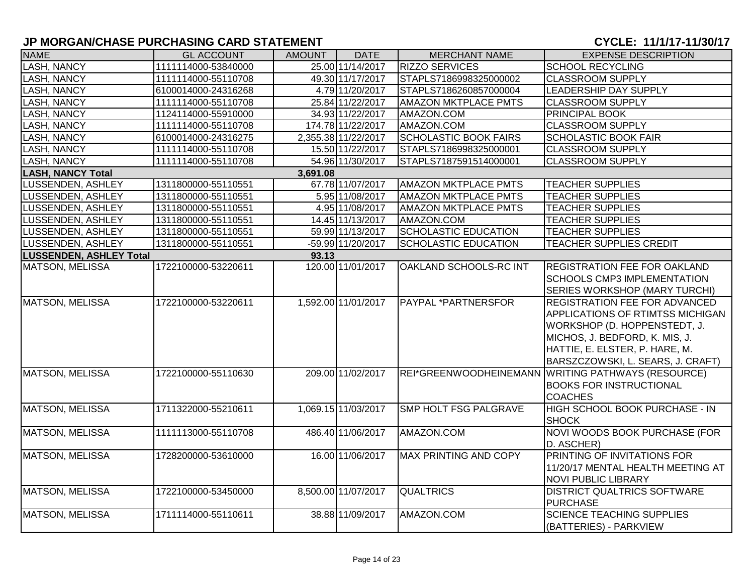## JP MORGAN/CHASE PURCHASING CARD STATEMENT

**CYCLE: 11/1/17-11/30/17**

| NAME | GL ACCOUNT | AMOUNT | DATE | MERCHANT NAME | EXPENSE DESCRIPTION |
|---|---|---|---|---|---|
| LASH, NANCY | 1111114000-53840000 | 25.00 | 11/14/2017 | RIZZO SERVICES | SCHOOL RECYCLING |
| LASH, NANCY | 1111114000-55110708 | 49.30 | 11/17/2017 | STAPLS7186998325000002 | CLASSROOM SUPPLY |
| LASH, NANCY | 6100014000-24316268 | 4.79 | 11/20/2017 | STAPLS7186260857000004 | LEADERSHIP DAY SUPPLY |
| LASH, NANCY | 1111114000-55110708 | 25.84 | 11/22/2017 | AMAZON MKTPLACE PMTS | CLASSROOM SUPPLY |
| LASH, NANCY | 1124114000-55910000 | 34.93 | 11/22/2017 | AMAZON.COM | PRINCIPAL BOOK |
| LASH, NANCY | 1111114000-55110708 | 174.78 | 11/22/2017 | AMAZON.COM | CLASSROOM SUPPLY |
| LASH, NANCY | 6100014000-24316275 | 2,355.38 | 11/22/2017 | SCHOLASTIC BOOK FAIRS | SCHOLASTIC BOOK FAIR |
| LASH, NANCY | 1111114000-55110708 | 15.50 | 11/22/2017 | STAPLS7186998325000001 | CLASSROOM SUPPLY |
| LASH, NANCY | 1111114000-55110708 | 54.96 | 11/30/2017 | STAPLS7187591514000001 | CLASSROOM SUPPLY |
| **LASH, NANCY Total** | | **3,691.08** | | | |
| LUSSENDEN, ASHLEY | 1311800000-55110551 | 67.78 | 11/07/2017 | AMAZON MKTPLACE PMTS | TEACHER SUPPLIES |
| LUSSENDEN, ASHLEY | 1311800000-55110551 | 5.95 | 11/08/2017 | AMAZON MKTPLACE PMTS | TEACHER SUPPLIES |
| LUSSENDEN, ASHLEY | 1311800000-55110551 | 4.95 | 11/08/2017 | AMAZON MKTPLACE PMTS | TEACHER SUPPLIES |
| LUSSENDEN, ASHLEY | 1311800000-55110551 | 14.45 | 11/13/2017 | AMAZON.COM | TEACHER SUPPLIES |
| LUSSENDEN, ASHLEY | 1311800000-55110551 | 59.99 | 11/13/2017 | SCHOLASTIC EDUCATION | TEACHER SUPPLIES |
| LUSSENDEN, ASHLEY | 1311800000-55110551 | -59.99 | 11/20/2017 | SCHOLASTIC EDUCATION | TEACHER SUPPLIES CREDIT |
| **LUSSENDEN, ASHLEY Total** | | **93.13** | | | |
| MATSON, MELISSA | 1722100000-53220611 | 120.00 | 11/01/2017 | OAKLAND SCHOOLS-RC INT | REGISTRATION FEE FOR OAKLAND SCHOOLS CMP3 IMPLEMENTATION SERIES WORKSHOP (MARY TURCHI) |
| MATSON, MELISSA | 1722100000-53220611 | 1,592.00 | 11/01/2017 | PAYPAL *PARTNERSFOR | REGISTRATION FEE FOR ADVANCED APPLICATIONS OF RTIMTSS MICHIGAN WORKSHOP (D. HOPPENSTEDT, J. MICHOS, J. BEDFORD, K. MIS, J. HATTIE, E. ELSTER, P. HARE, M. BARSZCZOWSKI, L. SEARS, J. CRAFT) |
| MATSON, MELISSA | 1722100000-55110630 | 209.00 | 11/02/2017 | REI*GREENWOODHEINEMANN | WRITING PATHWAYS (RESOURCE) BOOKS FOR INSTRUCTIONAL COACHES |
| MATSON, MELISSA | 1711322000-55210611 | 1,069.15 | 11/03/2017 | SMP HOLT FSG PALGRAVE | HIGH SCHOOL BOOK PURCHASE - IN SHOCK |
| MATSON, MELISSA | 1111113000-55110708 | 486.40 | 11/06/2017 | AMAZON.COM | NOVI WOODS BOOK PURCHASE (FOR D. ASCHER) |
| MATSON, MELISSA | 1728200000-53610000 | 16.00 | 11/06/2017 | MAX PRINTING AND COPY | PRINTING OF INVITATIONS FOR 11/20/17 MENTAL HEALTH MEETING AT NOVI PUBLIC LIBRARY |
| MATSON, MELISSA | 1722100000-53450000 | 8,500.00 | 11/07/2017 | QUALTRICS | DISTRICT QUALTRICS SOFTWARE PURCHASE |
| MATSON, MELISSA | 1711114000-55110611 | 38.88 | 11/09/2017 | AMAZON.COM | SCIENCE TEACHING SUPPLIES (BATTERIES) - PARKVIEW |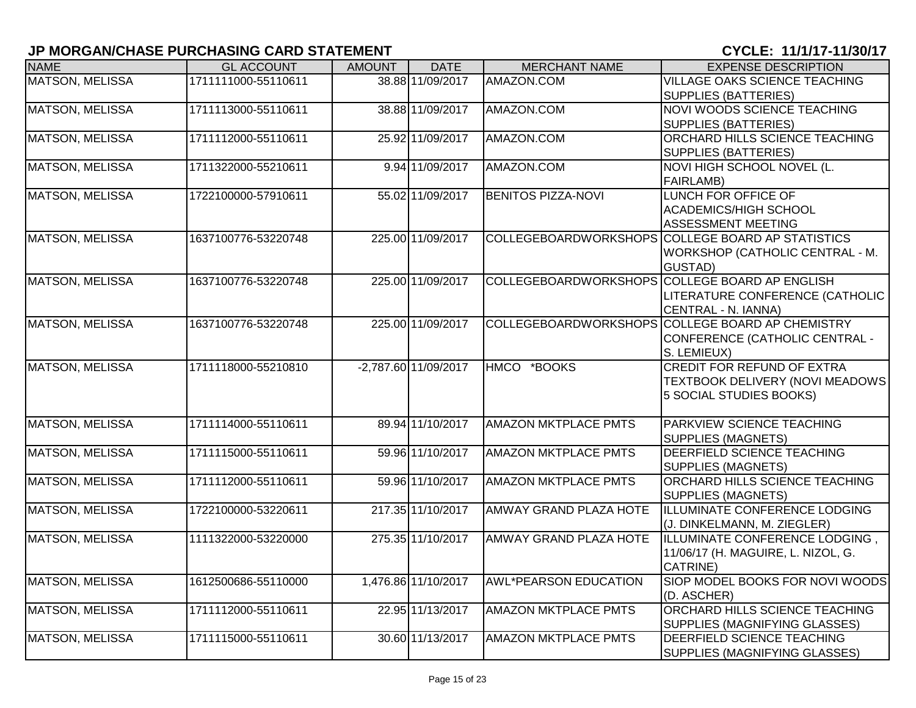## JP MORGAN/CHASE PURCHASING CARD STATEMENT

## CYCLE: 11/1/17-11/30/17

| NAME | GL ACCOUNT | AMOUNT | DATE | MERCHANT NAME | EXPENSE DESCRIPTION |
|---|---|---|---|---|---|
| MATSON, MELISSA | 1711111000-55110611 | 38.88 | 11/09/2017 | AMAZON.COM | VILLAGE OAKS SCIENCE TEACHING SUPPLIES (BATTERIES) |
| MATSON, MELISSA | 1711113000-55110611 | 38.88 | 11/09/2017 | AMAZON.COM | NOVI WOODS SCIENCE TEACHING SUPPLIES (BATTERIES) |
| MATSON, MELISSA | 1711112000-55110611 | 25.92 | 11/09/2017 | AMAZON.COM | ORCHARD HILLS SCIENCE TEACHING SUPPLIES (BATTERIES) |
| MATSON, MELISSA | 1711322000-55210611 | 9.94 | 11/09/2017 | AMAZON.COM | NOVI HIGH SCHOOL NOVEL (L. FAIRLAMB) |
| MATSON, MELISSA | 1722100000-57910611 | 55.02 | 11/09/2017 | BENITOS PIZZA-NOVI | LUNCH FOR OFFICE OF ACADEMICS/HIGH SCHOOL ASSESSMENT MEETING |
| MATSON, MELISSA | 1637100776-53220748 | 225.00 | 11/09/2017 | COLLEGEBOARDWORKSHOPS | COLLEGE BOARD AP STATISTICS WORKSHOP (CATHOLIC CENTRAL - M. GUSTAD) |
| MATSON, MELISSA | 1637100776-53220748 | 225.00 | 11/09/2017 | COLLEGEBOARDWORKSHOPS | COLLEGE BOARD AP ENGLISH LITERATURE CONFERENCE (CATHOLIC CENTRAL - N. IANNA) |
| MATSON, MELISSA | 1637100776-53220748 | 225.00 | 11/09/2017 | COLLEGEBOARDWORKSHOPS | COLLEGE BOARD AP CHEMISTRY CONFERENCE (CATHOLIC CENTRAL - S. LEMIEUX) |
| MATSON, MELISSA | 1711118000-55210810 | -2,787.60 | 11/09/2017 | HMCO *BOOKS | CREDIT FOR REFUND OF EXTRA TEXTBOOK DELIVERY (NOVI MEADOWS 5 SOCIAL STUDIES BOOKS) |
| MATSON, MELISSA | 1711114000-55110611 | 89.94 | 11/10/2017 | AMAZON MKTPLACE PMTS | PARKVIEW SCIENCE TEACHING SUPPLIES (MAGNETS) |
| MATSON, MELISSA | 1711115000-55110611 | 59.96 | 11/10/2017 | AMAZON MKTPLACE PMTS | DEERFIELD SCIENCE TEACHING SUPPLIES (MAGNETS) |
| MATSON, MELISSA | 1711112000-55110611 | 59.96 | 11/10/2017 | AMAZON MKTPLACE PMTS | ORCHARD HILLS SCIENCE TEACHING SUPPLIES (MAGNETS) |
| MATSON, MELISSA | 1722100000-53220611 | 217.35 | 11/10/2017 | AMWAY GRAND PLAZA HOTE | ILLUMINATE CONFERENCE LODGING (J. DINKELMANN, M. ZIEGLER) |
| MATSON, MELISSA | 1111322000-53220000 | 275.35 | 11/10/2017 | AMWAY GRAND PLAZA HOTE | ILLUMINATE CONFERENCE LODGING , 11/06/17 (H. MAGUIRE, L. NIZOL, G. CATRINE) |
| MATSON, MELISSA | 1612500686-55110000 | 1,476.86 | 11/10/2017 | AWL*PEARSON EDUCATION | SIOP MODEL BOOKS FOR NOVI WOODS (D. ASCHER) |
| MATSON, MELISSA | 1711112000-55110611 | 22.95 | 11/13/2017 | AMAZON MKTPLACE PMTS | ORCHARD HILLS SCIENCE TEACHING SUPPLIES (MAGNIFYING GLASSES) |
| MATSON, MELISSA | 1711115000-55110611 | 30.60 | 11/13/2017 | AMAZON MKTPLACE PMTS | DEERFIELD SCIENCE TEACHING SUPPLIES (MAGNIFYING GLASSES) |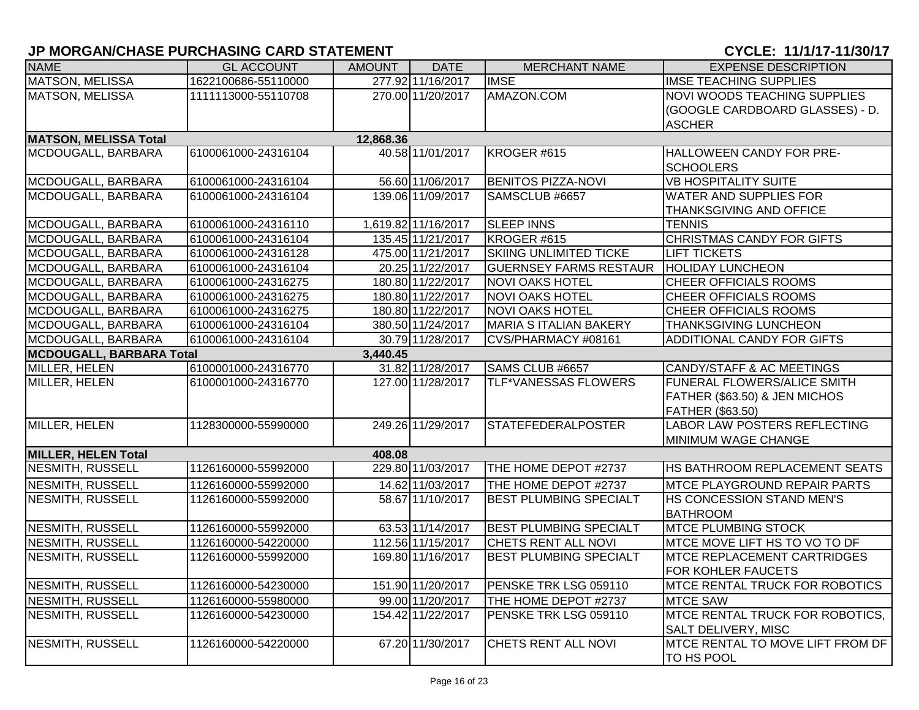## JP MORGAN/CHASE PURCHASING CARD STATEMENT

**CYCLE: 11/1/17-11/30/17**

| NAME | GL ACCOUNT | AMOUNT | DATE | MERCHANT NAME | EXPENSE DESCRIPTION |
|---|---|---|---|---|---|
| MATSON, MELISSA | 1622100686-55110000 | 277.92 | 11/16/2017 | IMSE | IMSE TEACHING SUPPLIES |
| MATSON, MELISSA | 1111113000-55110708 | 270.00 | 11/20/2017 | AMAZON.COM | NOVI WOODS TEACHING SUPPLIES (GOOGLE CARDBOARD GLASSES) - D. ASCHER |
| **MATSON, MELISSA Total** | | **12,868.36** | | | |
| MCDOUGALL, BARBARA | 6100061000-24316104 | 40.58 | 11/01/2017 | KROGER #615 | HALLOWEEN CANDY FOR PRE-SCHOOLERS |
| MCDOUGALL, BARBARA | 6100061000-24316104 | 56.60 | 11/06/2017 | BENITOS PIZZA-NOVI | VB HOSPITALITY SUITE |
| MCDOUGALL, BARBARA | 6100061000-24316104 | 139.06 | 11/09/2017 | SAMSCLUB #6657 | WATER AND SUPPLIES FOR THANKSGIVING AND OFFICE |
| MCDOUGALL, BARBARA | 6100061000-24316110 | 1,619.82 | 11/16/2017 | SLEEP INNS | TENNIS |
| MCDOUGALL, BARBARA | 6100061000-24316104 | 135.45 | 11/21/2017 | KROGER #615 | CHRISTMAS CANDY FOR GIFTS |
| MCDOUGALL, BARBARA | 6100061000-24316128 | 475.00 | 11/21/2017 | SKIING UNLIMITED TICKE | LIFT TICKETS |
| MCDOUGALL, BARBARA | 6100061000-24316104 | 20.25 | 11/22/2017 | GUERNSEY FARMS RESTAUR | HOLIDAY LUNCHEON |
| MCDOUGALL, BARBARA | 6100061000-24316275 | 180.80 | 11/22/2017 | NOVI OAKS HOTEL | CHEER OFFICIALS ROOMS |
| MCDOUGALL, BARBARA | 6100061000-24316275 | 180.80 | 11/22/2017 | NOVI OAKS HOTEL | CHEER OFFICIALS ROOMS |
| MCDOUGALL, BARBARA | 6100061000-24316275 | 180.80 | 11/22/2017 | NOVI OAKS HOTEL | CHEER OFFICIALS ROOMS |
| MCDOUGALL, BARBARA | 6100061000-24316104 | 380.50 | 11/24/2017 | MARIA S ITALIAN BAKERY | THANKSGIVING LUNCHEON |
| MCDOUGALL, BARBARA | 6100061000-24316104 | 30.79 | 11/28/2017 | CVS/PHARMACY #08161 | ADDITIONAL CANDY FOR GIFTS |
| **MCDOUGALL, BARBARA Total** | | **3,440.45** | | | |
| MILLER, HELEN | 6100001000-24316770 | 31.82 | 11/28/2017 | SAMS CLUB #6657 | CANDY/STAFF & AC MEETINGS |
| MILLER, HELEN | 6100001000-24316770 | 127.00 | 11/28/2017 | TLF*VANESSAS FLOWERS | FUNERAL FLOWERS/ALICE SMITH FATHER ($63.50) & JEN MICHOS FATHER ($63.50) |
| MILLER, HELEN | 1128300000-55990000 | 249.26 | 11/29/2017 | STATEFEDERALPOSTER | LABOR LAW POSTERS REFLECTING MINIMUM WAGE CHANGE |
| **MILLER, HELEN Total** | | **408.08** | | | |
| NESMITH, RUSSELL | 1126160000-55992000 | 229.80 | 11/03/2017 | THE HOME DEPOT #2737 | HS BATHROOM REPLACEMENT SEATS |
| NESMITH, RUSSELL | 1126160000-55992000 | 14.62 | 11/03/2017 | THE HOME DEPOT #2737 | MTCE PLAYGROUND REPAIR PARTS |
| NESMITH, RUSSELL | 1126160000-55992000 | 58.67 | 11/10/2017 | BEST PLUMBING SPECIALT | HS CONCESSION STAND MEN'S BATHROOM |
| NESMITH, RUSSELL | 1126160000-55992000 | 63.53 | 11/14/2017 | BEST PLUMBING SPECIALT | MTCE PLUMBING STOCK |
| NESMITH, RUSSELL | 1126160000-54220000 | 112.56 | 11/15/2017 | CHETS RENT ALL NOVI | MTCE MOVE LIFT HS TO VO TO DF |
| NESMITH, RUSSELL | 1126160000-55992000 | 169.80 | 11/16/2017 | BEST PLUMBING SPECIALT | MTCE REPLACEMENT CARTRIDGES FOR KOHLER FAUCETS |
| NESMITH, RUSSELL | 1126160000-54230000 | 151.90 | 11/20/2017 | PENSKE TRK LSG 059110 | MTCE RENTAL TRUCK FOR ROBOTICS |
| NESMITH, RUSSELL | 1126160000-55980000 | 99.00 | 11/20/2017 | THE HOME DEPOT #2737 | MTCE SAW |
| NESMITH, RUSSELL | 1126160000-54230000 | 154.42 | 11/22/2017 | PENSKE TRK LSG 059110 | MTCE RENTAL TRUCK FOR ROBOTICS, SALT DELIVERY, MISC |
| NESMITH, RUSSELL | 1126160000-54220000 | 67.20 | 11/30/2017 | CHETS RENT ALL NOVI | MTCE RENTAL TO MOVE LIFT FROM DF TO HS POOL |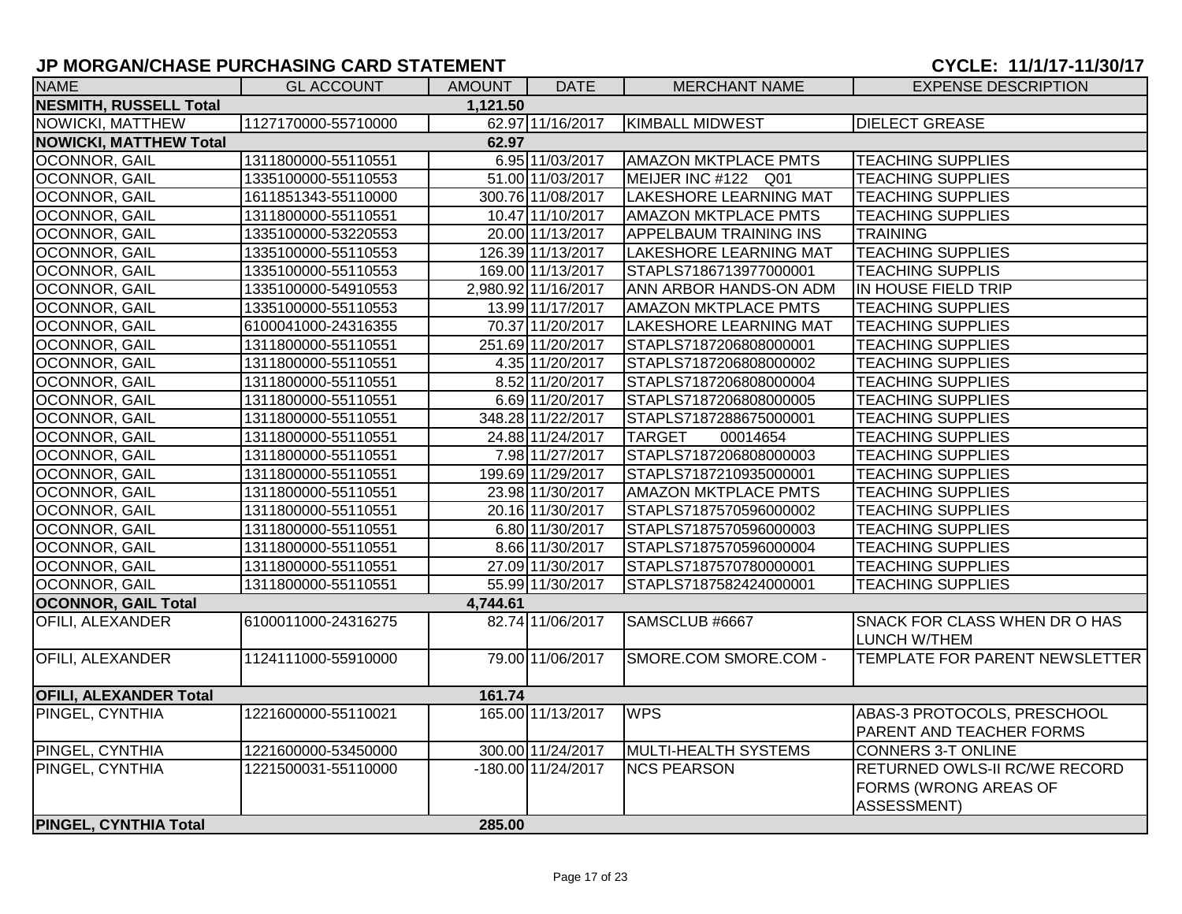## JP MORGAN/CHASE PURCHASING CARD STATEMENT

**CYCLE: 11/1/17-11/30/17**

| NAME | GL ACCOUNT | AMOUNT | DATE | MERCHANT NAME | EXPENSE DESCRIPTION |
|---|---|---|---|---|---|
| **NESMITH, RUSSELL Total** | | **1,121.50** | | | |
| NOWICKI, MATTHEW | 1127170000-55710000 | 62.97 | 11/16/2017 | KIMBALL MIDWEST | DIELECT GREASE |
| **NOWICKI, MATTHEW Total** | | **62.97** | | | |
| OCONNOR, GAIL | 1311800000-55110551 | 6.95 | 11/03/2017 | AMAZON MKTPLACE PMTS | TEACHING SUPPLIES |
| OCONNOR, GAIL | 1335100000-55110553 | 51.00 | 11/03/2017 | MEIJER INC #122 Q01 | TEACHING SUPPLIES |
| OCONNOR, GAIL | 1611851343-55110000 | 300.76 | 11/08/2017 | LAKESHORE LEARNING MAT | TEACHING SUPPLIES |
| OCONNOR, GAIL | 1311800000-55110551 | 10.47 | 11/10/2017 | AMAZON MKTPLACE PMTS | TEACHING SUPPLIES |
| OCONNOR, GAIL | 1335100000-53220553 | 20.00 | 11/13/2017 | APPELBAUM TRAINING INS | TRAINING |
| OCONNOR, GAIL | 1335100000-55110553 | 126.39 | 11/13/2017 | LAKESHORE LEARNING MAT | TEACHING SUPPLIES |
| OCONNOR, GAIL | 1335100000-55110553 | 169.00 | 11/13/2017 | STAPLS7186713977000001 | TEACHING SUPPLIS |
| OCONNOR, GAIL | 1335100000-54910553 | 2,980.92 | 11/16/2017 | ANN ARBOR HANDS-ON ADM | IN HOUSE FIELD TRIP |
| OCONNOR, GAIL | 1335100000-55110553 | 13.99 | 11/17/2017 | AMAZON MKTPLACE PMTS | TEACHING SUPPLIES |
| OCONNOR, GAIL | 6100041000-24316355 | 70.37 | 11/20/2017 | LAKESHORE LEARNING MAT | TEACHING SUPPLIES |
| OCONNOR, GAIL | 1311800000-55110551 | 251.69 | 11/20/2017 | STAPLS7187206808000001 | TEACHING SUPPLIES |
| OCONNOR, GAIL | 1311800000-55110551 | 4.35 | 11/20/2017 | STAPLS7187206808000002 | TEACHING SUPPLIES |
| OCONNOR, GAIL | 1311800000-55110551 | 8.52 | 11/20/2017 | STAPLS7187206808000004 | TEACHING SUPPLIES |
| OCONNOR, GAIL | 1311800000-55110551 | 6.69 | 11/20/2017 | STAPLS7187206808000005 | TEACHING SUPPLIES |
| OCONNOR, GAIL | 1311800000-55110551 | 348.28 | 11/22/2017 | STAPLS7187288675000001 | TEACHING SUPPLIES |
| OCONNOR, GAIL | 1311800000-55110551 | 24.88 | 11/24/2017 | TARGET 00014654 | TEACHING SUPPLIES |
| OCONNOR, GAIL | 1311800000-55110551 | 7.98 | 11/27/2017 | STAPLS7187206808000003 | TEACHING SUPPLIES |
| OCONNOR, GAIL | 1311800000-55110551 | 199.69 | 11/29/2017 | STAPLS7187210935000001 | TEACHING SUPPLIES |
| OCONNOR, GAIL | 1311800000-55110551 | 23.98 | 11/30/2017 | AMAZON MKTPLACE PMTS | TEACHING SUPPLIES |
| OCONNOR, GAIL | 1311800000-55110551 | 20.16 | 11/30/2017 | STAPLS7187570596000002 | TEACHING SUPPLIES |
| OCONNOR, GAIL | 1311800000-55110551 | 6.80 | 11/30/2017 | STAPLS7187570596000003 | TEACHING SUPPLIES |
| OCONNOR, GAIL | 1311800000-55110551 | 8.66 | 11/30/2017 | STAPLS7187570596000004 | TEACHING SUPPLIES |
| OCONNOR, GAIL | 1311800000-55110551 | 27.09 | 11/30/2017 | STAPLS7187570780000001 | TEACHING SUPPLIES |
| OCONNOR, GAIL | 1311800000-55110551 | 55.99 | 11/30/2017 | STAPLS7187582424000001 | TEACHING SUPPLIES |
| **OCONNOR, GAIL Total** | | **4,744.61** | | | |
| OFILI, ALEXANDER | 6100011000-24316275 | 82.74 | 11/06/2017 | SAMSCLUB #6667 | SNACK FOR CLASS WHEN DR O HAS LUNCH W/THEM |
| OFILI, ALEXANDER | 1124111000-55910000 | 79.00 | 11/06/2017 | SMORE.COM SMORE.COM - | TEMPLATE FOR PARENT NEWSLETTER |
| **OFILI, ALEXANDER Total** | | **161.74** | | | |
| PINGEL, CYNTHIA | 1221600000-55110021 | 165.00 | 11/13/2017 | WPS | ABAS-3 PROTOCOLS, PRESCHOOL PARENT AND TEACHER FORMS |
| PINGEL, CYNTHIA | 1221600000-53450000 | 300.00 | 11/24/2017 | MULTI-HEALTH SYSTEMS | CONNERS 3-T ONLINE |
| PINGEL, CYNTHIA | 1221500031-55110000 | -180.00 | 11/24/2017 | NCS PEARSON | RETURNED OWLS-II RC/WE RECORD FORMS (WRONG AREAS OF ASSESSMENT) |
| **PINGEL, CYNTHIA Total** | | **285.00** | | | |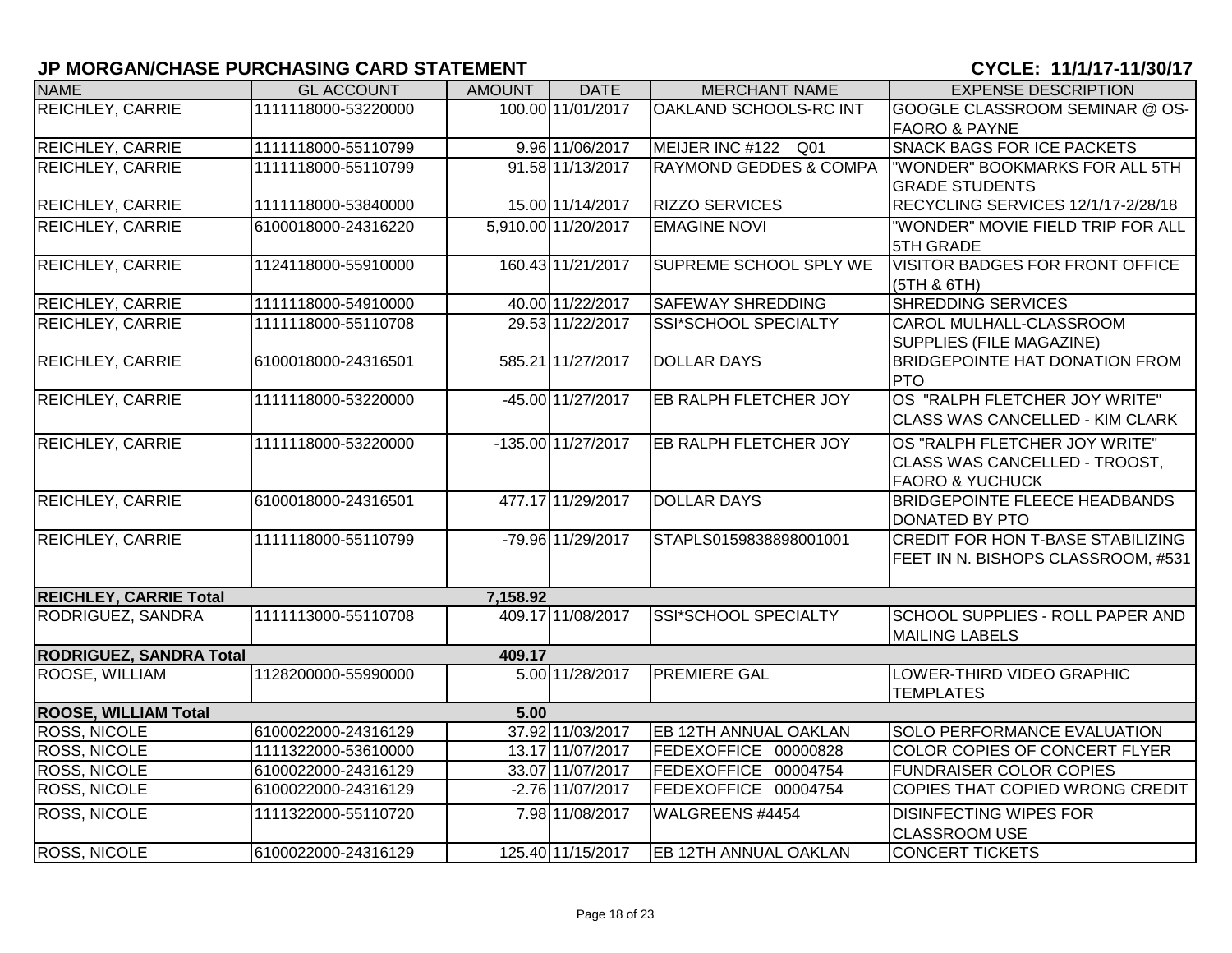## JP MORGAN/CHASE PURCHASING CARD STATEMENT

**CYCLE: 11/1/17-11/30/17**

| NAME | GL ACCOUNT | AMOUNT | DATE | MERCHANT NAME | EXPENSE DESCRIPTION |
|---|---|---|---|---|---|
| REICHLEY, CARRIE | 1111118000-53220000 | 100.00 | 11/01/2017 | OAKLAND SCHOOLS-RC INT | GOOGLE CLASSROOM SEMINAR @ OS-FAORO & PAYNE |
| REICHLEY, CARRIE | 1111118000-55110799 | 9.96 | 11/06/2017 | MEIJER INC #122 Q01 | SNACK BAGS FOR ICE PACKETS |
| REICHLEY, CARRIE | 1111118000-55110799 | 91.58 | 11/13/2017 | RAYMOND GEDDES & COMPA | "WONDER" BOOKMARKS FOR ALL 5TH GRADE STUDENTS |
| REICHLEY, CARRIE | 1111118000-53840000 | 15.00 | 11/14/2017 | RIZZO SERVICES | RECYCLING SERVICES 12/1/17-2/28/18 |
| REICHLEY, CARRIE | 6100018000-24316220 | 5,910.00 | 11/20/2017 | EMAGINE NOVI | "WONDER" MOVIE FIELD TRIP FOR ALL 5TH GRADE |
| REICHLEY, CARRIE | 1124118000-55910000 | 160.43 | 11/21/2017 | SUPREME SCHOOL SPLY WE | VISITOR BADGES FOR FRONT OFFICE (5TH & 6TH) |
| REICHLEY, CARRIE | 1111118000-54910000 | 40.00 | 11/22/2017 | SAFEWAY SHREDDING | SHREDDING SERVICES |
| REICHLEY, CARRIE | 1111118000-55110708 | 29.53 | 11/22/2017 | SSI*SCHOOL SPECIALTY | CAROL MULHALL-CLASSROOM SUPPLIES (FILE MAGAZINE) |
| REICHLEY, CARRIE | 6100018000-24316501 | 585.21 | 11/27/2017 | DOLLAR DAYS | BRIDGEPOINTE HAT DONATION FROM PTO |
| REICHLEY, CARRIE | 1111118000-53220000 | -45.00 | 11/27/2017 | EB RALPH FLETCHER JOY | OS "RALPH FLETCHER JOY WRITE" CLASS WAS CANCELLED - KIM CLARK |
| REICHLEY, CARRIE | 1111118000-53220000 | -135.00 | 11/27/2017 | EB RALPH FLETCHER JOY | OS "RALPH FLETCHER JOY WRITE" CLASS WAS CANCELLED - TROOST, FAORO & YUCHUCK |
| REICHLEY, CARRIE | 6100018000-24316501 | 477.17 | 11/29/2017 | DOLLAR DAYS | BRIDGEPOINTE FLEECE HEADBANDS DONATED BY PTO |
| REICHLEY, CARRIE | 1111118000-55110799 | -79.96 | 11/29/2017 | STAPLS0159838898001001 | CREDIT FOR HON T-BASE STABILIZING FEET IN N. BISHOPS CLASSROOM, #531 |
| **REICHLEY, CARRIE Total** | | **7,158.92** | | | |
| RODRIGUEZ, SANDRA | 1111113000-55110708 | 409.17 | 11/08/2017 | SSI*SCHOOL SPECIALTY | SCHOOL SUPPLIES - ROLL PAPER AND MAILING LABELS |
| **RODRIGUEZ, SANDRA Total** | | **409.17** | | | |
| ROOSE, WILLIAM | 1128200000-55990000 | 5.00 | 11/28/2017 | PREMIERE GAL | LOWER-THIRD VIDEO GRAPHIC TEMPLATES |
| **ROOSE, WILLIAM Total** | | **5.00** | | | |
| ROSS, NICOLE | 6100022000-24316129 | 37.92 | 11/03/2017 | EB 12TH ANNUAL OAKLAN | SOLO PERFORMANCE EVALUATION |
| ROSS, NICOLE | 1111322000-53610000 | 13.17 | 11/07/2017 | FEDEXOFFICE 00000828 | COLOR COPIES OF CONCERT FLYER |
| ROSS, NICOLE | 6100022000-24316129 | 33.07 | 11/07/2017 | FEDEXOFFICE 00004754 | FUNDRAISER COLOR COPIES |
| ROSS, NICOLE | 6100022000-24316129 | -2.76 | 11/07/2017 | FEDEXOFFICE 00004754 | COPIES THAT COPIED WRONG CREDIT |
| ROSS, NICOLE | 1111322000-55110720 | 7.98 | 11/08/2017 | WALGREENS #4454 | DISINFECTING WIPES FOR CLASSROOM USE |
| ROSS, NICOLE | 6100022000-24316129 | 125.40 | 11/15/2017 | EB 12TH ANNUAL OAKLAN | CONCERT TICKETS |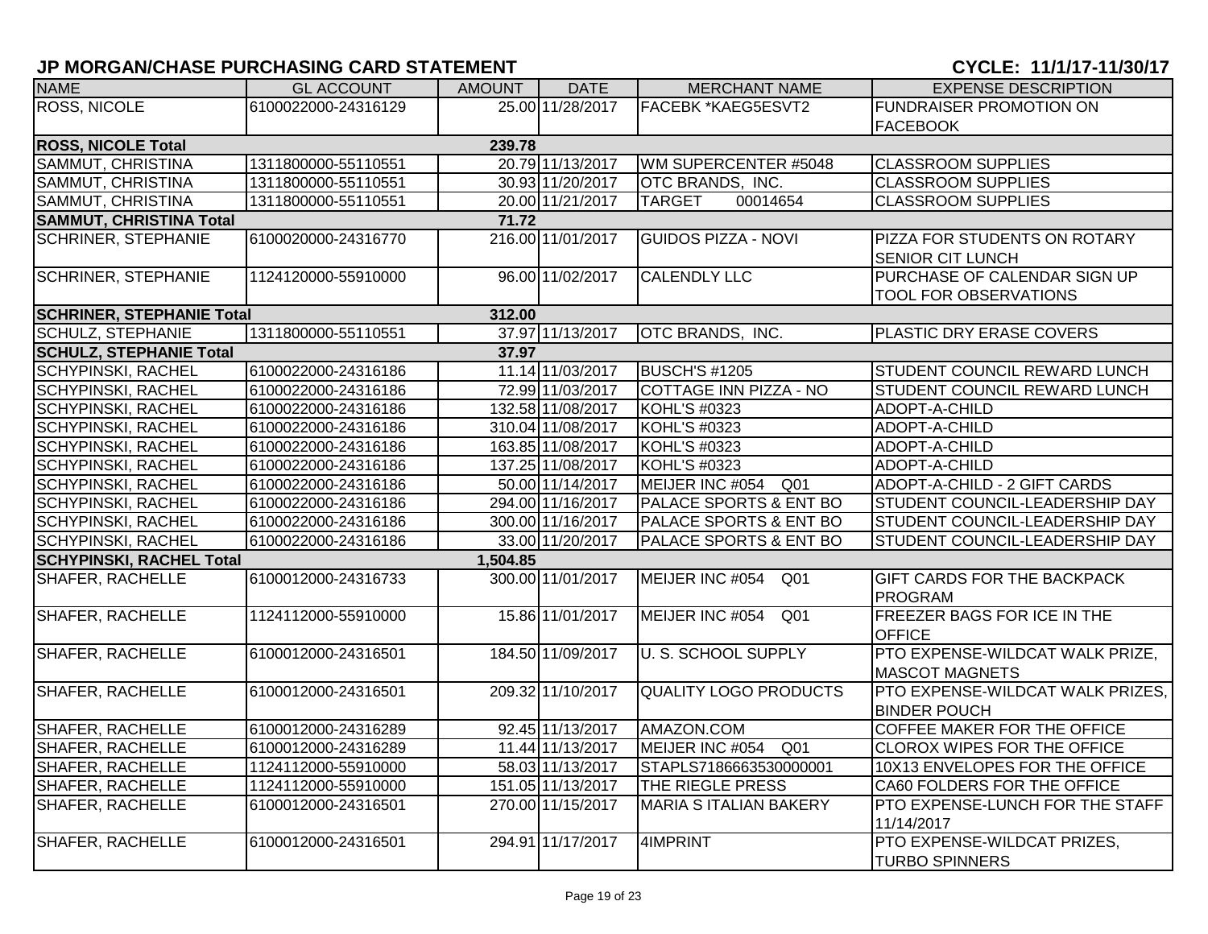## JP MORGAN/CHASE PURCHASING CARD STATEMENT

**CYCLE: 11/1/17-11/30/17**

| NAME | GL ACCOUNT | AMOUNT | DATE | MERCHANT NAME | EXPENSE DESCRIPTION |
|---|---|---|---|---|---|
| ROSS, NICOLE | 6100022000-24316129 | 25.00 | 11/28/2017 | FACEBK *KAEG5ESVT2 | FUNDRAISER PROMOTION ON FACEBOOK |
| **ROSS, NICOLE Total** | | **239.78** | | | |
| SAMMUT, CHRISTINA | 1311800000-55110551 | 20.79 | 11/13/2017 | WM SUPERCENTER #5048 | CLASSROOM SUPPLIES |
| SAMMUT, CHRISTINA | 1311800000-55110551 | 30.93 | 11/20/2017 | OTC BRANDS, INC. | CLASSROOM SUPPLIES |
| SAMMUT, CHRISTINA | 1311800000-55110551 | 20.00 | 11/21/2017 | TARGET 00014654 | CLASSROOM SUPPLIES |
| **SAMMUT, CHRISTINA Total** | | **71.72** | | | |
| SCHRINER, STEPHANIE | 6100020000-24316770 | 216.00 | 11/01/2017 | GUIDOS PIZZA - NOVI | PIZZA FOR STUDENTS ON ROTARY SENIOR CIT LUNCH |
| SCHRINER, STEPHANIE | 1124120000-55910000 | 96.00 | 11/02/2017 | CALENDLY LLC | PURCHASE OF CALENDAR SIGN UP TOOL FOR OBSERVATIONS |
| **SCHRINER, STEPHANIE Total** | | **312.00** | | | |
| SCHULZ, STEPHANIE | 1311800000-55110551 | 37.97 | 11/13/2017 | OTC BRANDS, INC. | PLASTIC DRY ERASE COVERS |
| **SCHULZ, STEPHANIE Total** | | **37.97** | | | |
| SCHYPINSKI, RACHEL | 6100022000-24316186 | 11.14 | 11/03/2017 | BUSCH'S #1205 | STUDENT COUNCIL REWARD LUNCH |
| SCHYPINSKI, RACHEL | 6100022000-24316186 | 72.99 | 11/03/2017 | COTTAGE INN PIZZA - NO | STUDENT COUNCIL REWARD LUNCH |
| SCHYPINSKI, RACHEL | 6100022000-24316186 | 132.58 | 11/08/2017 | KOHL'S #0323 | ADOPT-A-CHILD |
| SCHYPINSKI, RACHEL | 6100022000-24316186 | 310.04 | 11/08/2017 | KOHL'S #0323 | ADOPT-A-CHILD |
| SCHYPINSKI, RACHEL | 6100022000-24316186 | 163.85 | 11/08/2017 | KOHL'S #0323 | ADOPT-A-CHILD |
| SCHYPINSKI, RACHEL | 6100022000-24316186 | 137.25 | 11/08/2017 | KOHL'S #0323 | ADOPT-A-CHILD |
| SCHYPINSKI, RACHEL | 6100022000-24316186 | 50.00 | 11/14/2017 | MEIJER INC #054 Q01 | ADOPT-A-CHILD - 2 GIFT CARDS |
| SCHYPINSKI, RACHEL | 6100022000-24316186 | 294.00 | 11/16/2017 | PALACE SPORTS & ENT BO | STUDENT COUNCIL-LEADERSHIP DAY |
| SCHYPINSKI, RACHEL | 6100022000-24316186 | 300.00 | 11/16/2017 | PALACE SPORTS & ENT BO | STUDENT COUNCIL-LEADERSHIP DAY |
| SCHYPINSKI, RACHEL | 6100022000-24316186 | 33.00 | 11/20/2017 | PALACE SPORTS & ENT BO | STUDENT COUNCIL-LEADERSHIP DAY |
| **SCHYPINSKI, RACHEL Total** | | **1,504.85** | | | |
| SHAFER, RACHELLE | 6100012000-24316733 | 300.00 | 11/01/2017 | MEIJER INC #054 Q01 | GIFT CARDS FOR THE BACKPACK PROGRAM |
| SHAFER, RACHELLE | 1124112000-55910000 | 15.86 | 11/01/2017 | MEIJER INC #054 Q01 | FREEZER BAGS FOR ICE IN THE OFFICE |
| SHAFER, RACHELLE | 6100012000-24316501 | 184.50 | 11/09/2017 | U. S. SCHOOL SUPPLY | PTO EXPENSE-WILDCAT WALK PRIZE, MASCOT MAGNETS |
| SHAFER, RACHELLE | 6100012000-24316501 | 209.32 | 11/10/2017 | QUALITY LOGO PRODUCTS | PTO EXPENSE-WILDCAT WALK PRIZES, BINDER POUCH |
| SHAFER, RACHELLE | 6100012000-24316289 | 92.45 | 11/13/2017 | AMAZON.COM | COFFEE MAKER FOR THE OFFICE |
| SHAFER, RACHELLE | 6100012000-24316289 | 11.44 | 11/13/2017 | MEIJER INC #054 Q01 | CLOROX WIPES FOR THE OFFICE |
| SHAFER, RACHELLE | 1124112000-55910000 | 58.03 | 11/13/2017 | STAPLS7186663530000001 | 10X13 ENVELOPES FOR THE OFFICE |
| SHAFER, RACHELLE | 1124112000-55910000 | 151.05 | 11/13/2017 | THE RIEGLE PRESS | CA60 FOLDERS FOR THE OFFICE |
| SHAFER, RACHELLE | 6100012000-24316501 | 270.00 | 11/15/2017 | MARIA S ITALIAN BAKERY | PTO EXPENSE-LUNCH FOR THE STAFF 11/14/2017 |
| SHAFER, RACHELLE | 6100012000-24316501 | 294.91 | 11/17/2017 | 4IMPRINT | PTO EXPENSE-WILDCAT PRIZES, TURBO SPINNERS |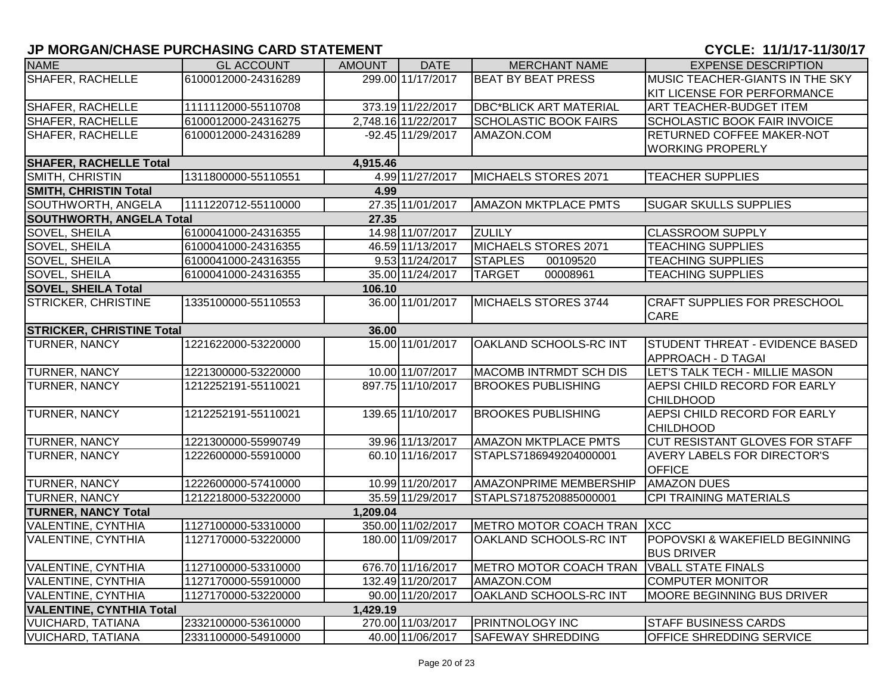## JP MORGAN/CHASE PURCHASING CARD STATEMENT

**CYCLE: 11/1/17-11/30/17**

| NAME | GL ACCOUNT | AMOUNT | DATE | MERCHANT NAME | EXPENSE DESCRIPTION |
|---|---|---|---|---|---|
| SHAFER, RACHELLE | 6100012000-24316289 | 299.00 | 11/17/2017 | BEAT BY BEAT PRESS | MUSIC TEACHER-GIANTS IN THE SKY KIT LICENSE FOR PERFORMANCE |
| SHAFER, RACHELLE | 1111112000-55110708 | 373.19 | 11/22/2017 | DBC*BLICK ART MATERIAL | ART TEACHER-BUDGET ITEM |
| SHAFER, RACHELLE | 6100012000-24316275 | 2,748.16 | 11/22/2017 | SCHOLASTIC BOOK FAIRS | SCHOLASTIC BOOK FAIR INVOICE |
| SHAFER, RACHELLE | 6100012000-24316289 | -92.45 | 11/29/2017 | AMAZON.COM | RETURNED COFFEE MAKER-NOT WORKING PROPERLY |
| **SHAFER, RACHELLE Total** | | **4,915.46** | | | |
| SMITH, CHRISTIN | 1311800000-55110551 | 4.99 | 11/27/2017 | MICHAELS STORES 2071 | TEACHER SUPPLIES |
| **SMITH, CHRISTIN Total** | | **4.99** | | | |
| SOUTHWORTH, ANGELA | 1111220712-55110000 | 27.35 | 11/01/2017 | AMAZON MKTPLACE PMTS | SUGAR SKULLS SUPPLIES |
| **SOUTHWORTH, ANGELA Total** | | **27.35** | | | |
| SOVEL, SHEILA | 6100041000-24316355 | 14.98 | 11/07/2017 | ZULILY | CLASSROOM SUPPLY |
| SOVEL, SHEILA | 6100041000-24316355 | 46.59 | 11/13/2017 | MICHAELS STORES 2071 | TEACHING SUPPLIES |
| SOVEL, SHEILA | 6100041000-24316355 | 9.53 | 11/24/2017 | STAPLES 00109520 | TEACHING SUPPLIES |
| SOVEL, SHEILA | 6100041000-24316355 | 35.00 | 11/24/2017 | TARGET 00008961 | TEACHING SUPPLIES |
| **SOVEL, SHEILA Total** | | **106.10** | | | |
| STRICKER, CHRISTINE | 1335100000-55110553 | 36.00 | 11/01/2017 | MICHAELS STORES 3744 | CRAFT SUPPLIES FOR PRESCHOOL CARE |
| **STRICKER, CHRISTINE Total** | | **36.00** | | | |
| TURNER, NANCY | 1221622000-53220000 | 15.00 | 11/01/2017 | OAKLAND SCHOOLS-RC INT | STUDENT THREAT - EVIDENCE BASED APPROACH - D TAGAI |
| TURNER, NANCY | 1221300000-53220000 | 10.00 | 11/07/2017 | MACOMB INTRMDT SCH DIS | LET'S TALK TECH - MILLIE MASON |
| TURNER, NANCY | 1212252191-55110021 | 897.75 | 11/10/2017 | BROOKES PUBLISHING | AEPSI CHILD RECORD FOR EARLY CHILDHOOD |
| TURNER, NANCY | 1212252191-55110021 | 139.65 | 11/10/2017 | BROOKES PUBLISHING | AEPSI CHILD RECORD FOR EARLY CHILDHOOD |
| TURNER, NANCY | 1221300000-55990749 | 39.96 | 11/13/2017 | AMAZON MKTPLACE PMTS | CUT RESISTANT GLOVES FOR STAFF |
| TURNER, NANCY | 1222600000-55910000 | 60.10 | 11/16/2017 | STAPLS7186949204000001 | AVERY LABELS FOR DIRECTOR'S OFFICE |
| TURNER, NANCY | 1222600000-57410000 | 10.99 | 11/20/2017 | AMAZONPRIME MEMBERSHIP | AMAZON DUES |
| TURNER, NANCY | 1212218000-53220000 | 35.59 | 11/29/2017 | STAPLS7187520885000001 | CPI TRAINING MATERIALS |
| **TURNER, NANCY Total** | | **1,209.04** | | | |
| VALENTINE, CYNTHIA | 1127100000-53310000 | 350.00 | 11/02/2017 | METRO MOTOR COACH TRAN | XCC |
| VALENTINE, CYNTHIA | 1127170000-53220000 | 180.00 | 11/09/2017 | OAKLAND SCHOOLS-RC INT | POPOVSKI & WAKEFIELD BEGINNING BUS DRIVER |
| VALENTINE, CYNTHIA | 1127100000-53310000 | 676.70 | 11/16/2017 | METRO MOTOR COACH TRAN | VBALL STATE FINALS |
| VALENTINE, CYNTHIA | 1127170000-55910000 | 132.49 | 11/20/2017 | AMAZON.COM | COMPUTER MONITOR |
| VALENTINE, CYNTHIA | 1127170000-53220000 | 90.00 | 11/20/2017 | OAKLAND SCHOOLS-RC INT | MOORE BEGINNING BUS DRIVER |
| **VALENTINE, CYNTHIA Total** | | **1,429.19** | | | |
| VUICHARD, TATIANA | 2332100000-53610000 | 270.00 | 11/03/2017 | PRINTNOLOGY INC | STAFF BUSINESS CARDS |
| VUICHARD, TATIANA | 2331100000-54910000 | 40.00 | 11/06/2017 | SAFEWAY SHREDDING | OFFICE SHREDDING SERVICE |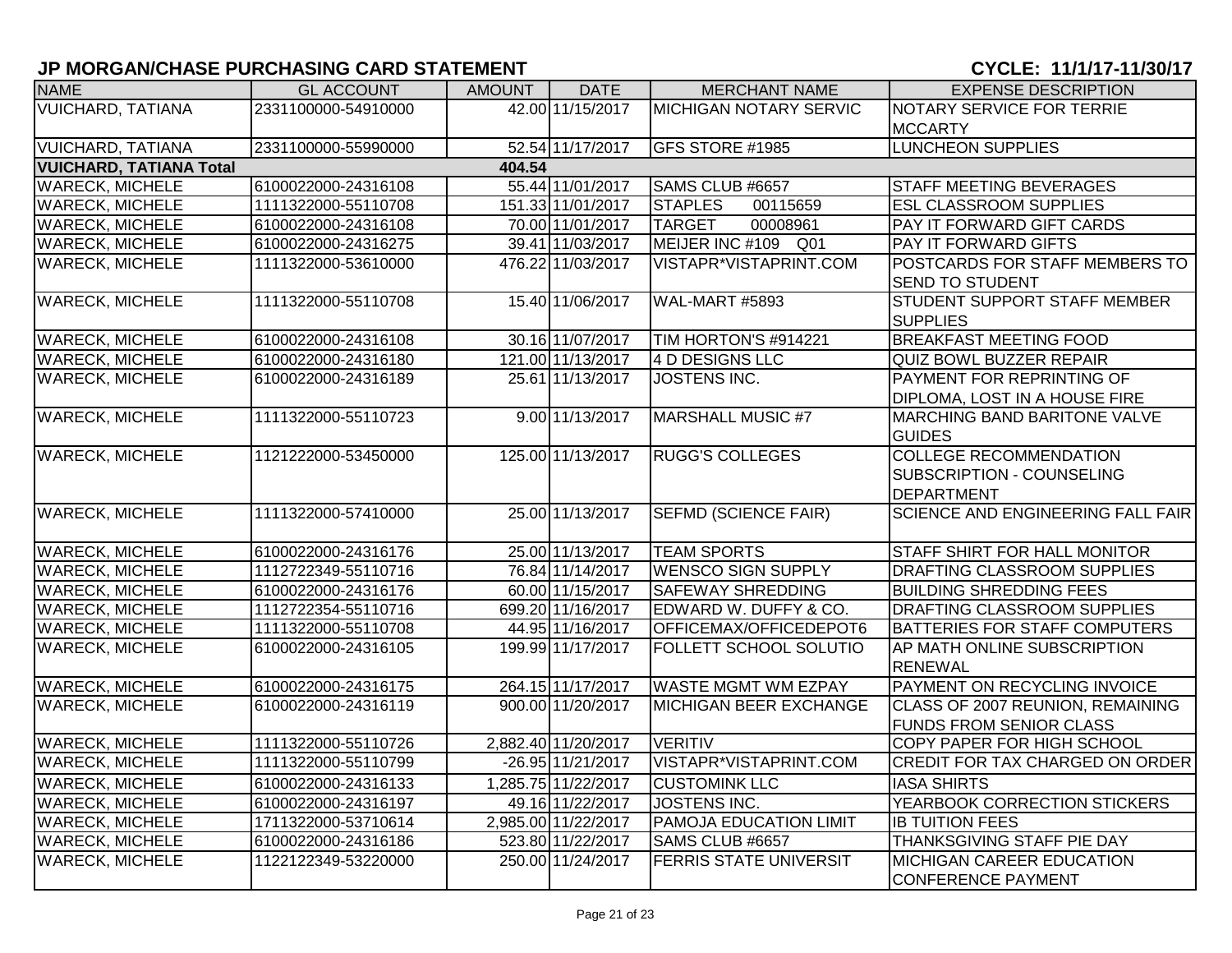## JP MORGAN/CHASE PURCHASING CARD STATEMENT

**CYCLE: 11/1/17-11/30/17**

| NAME | GL ACCOUNT | AMOUNT | DATE | MERCHANT NAME | EXPENSE DESCRIPTION |
|---|---|---|---|---|---|
| VUICHARD, TATIANA | 2331100000-54910000 | 42.00 | 11/15/2017 | MICHIGAN NOTARY SERVIC | NOTARY SERVICE FOR TERRIE MCCARTY |
| VUICHARD, TATIANA | 2331100000-55990000 | 52.54 | 11/17/2017 | GFS STORE #1985 | LUNCHEON SUPPLIES |
| **VUICHARD, TATIANA Total** | | **404.54** | | | |
| WARECK, MICHELE | 6100022000-24316108 | 55.44 | 11/01/2017 | SAMS CLUB #6657 | STAFF MEETING BEVERAGES |
| WARECK, MICHELE | 1111322000-55110708 | 151.33 | 11/01/2017 | STAPLES 00115659 | ESL CLASSROOM SUPPLIES |
| WARECK, MICHELE | 6100022000-24316108 | 70.00 | 11/01/2017 | TARGET 00008961 | PAY IT FORWARD GIFT CARDS |
| WARECK, MICHELE | 6100022000-24316275 | 39.41 | 11/03/2017 | MEIJER INC #109 Q01 | PAY IT FORWARD GIFTS |
| WARECK, MICHELE | 1111322000-53610000 | 476.22 | 11/03/2017 | VISTAPR*VISTAPRINT.COM | POSTCARDS FOR STAFF MEMBERS TO SEND TO STUDENT |
| WARECK, MICHELE | 1111322000-55110708 | 15.40 | 11/06/2017 | WAL-MART #5893 | STUDENT SUPPORT STAFF MEMBER SUPPLIES |
| WARECK, MICHELE | 6100022000-24316108 | 30.16 | 11/07/2017 | TIM HORTON'S #914221 | BREAKFAST MEETING FOOD |
| WARECK, MICHELE | 6100022000-24316180 | 121.00 | 11/13/2017 | 4 D DESIGNS LLC | QUIZ BOWL BUZZER REPAIR |
| WARECK, MICHELE | 6100022000-24316189 | 25.61 | 11/13/2017 | JOSTENS INC. | PAYMENT FOR REPRINTING OF DIPLOMA, LOST IN A HOUSE FIRE |
| WARECK, MICHELE | 1111322000-55110723 | 9.00 | 11/13/2017 | MARSHALL MUSIC #7 | MARCHING BAND BARITONE VALVE GUIDES |
| WARECK, MICHELE | 1121222000-53450000 | 125.00 | 11/13/2017 | RUGG'S COLLEGES | COLLEGE RECOMMENDATION SUBSCRIPTION - COUNSELING DEPARTMENT |
| WARECK, MICHELE | 1111322000-57410000 | 25.00 | 11/13/2017 | SEFMD (SCIENCE FAIR) | SCIENCE AND ENGINEERING FALL FAIR |
| WARECK, MICHELE | 6100022000-24316176 | 25.00 | 11/13/2017 | TEAM SPORTS | STAFF SHIRT FOR HALL MONITOR |
| WARECK, MICHELE | 1112722349-55110716 | 76.84 | 11/14/2017 | WENSCO SIGN SUPPLY | DRAFTING CLASSROOM SUPPLIES |
| WARECK, MICHELE | 6100022000-24316176 | 60.00 | 11/15/2017 | SAFEWAY SHREDDING | BUILDING SHREDDING FEES |
| WARECK, MICHELE | 1112722354-55110716 | 699.20 | 11/16/2017 | EDWARD W. DUFFY & CO. | DRAFTING CLASSROOM SUPPLIES |
| WARECK, MICHELE | 1111322000-55110708 | 44.95 | 11/16/2017 | OFFICEMAX/OFFICEDEPOT6 | BATTERIES FOR STAFF COMPUTERS |
| WARECK, MICHELE | 6100022000-24316105 | 199.99 | 11/17/2017 | FOLLETT SCHOOL SOLUTIO | AP MATH ONLINE SUBSCRIPTION RENEWAL |
| WARECK, MICHELE | 6100022000-24316175 | 264.15 | 11/17/2017 | WASTE MGMT WM EZPAY | PAYMENT ON RECYCLING INVOICE |
| WARECK, MICHELE | 6100022000-24316119 | 900.00 | 11/20/2017 | MICHIGAN BEER EXCHANGE | CLASS OF 2007 REUNION, REMAINING FUNDS FROM SENIOR CLASS |
| WARECK, MICHELE | 1111322000-55110726 | 2,882.40 | 11/20/2017 | VERITIV | COPY PAPER FOR HIGH SCHOOL |
| WARECK, MICHELE | 1111322000-55110799 | -26.95 | 11/21/2017 | VISTAPR*VISTAPRINT.COM | CREDIT FOR TAX CHARGED ON ORDER |
| WARECK, MICHELE | 6100022000-24316133 | 1,285.75 | 11/22/2017 | CUSTOMINK LLC | IASA SHIRTS |
| WARECK, MICHELE | 6100022000-24316197 | 49.16 | 11/22/2017 | JOSTENS INC. | YEARBOOK CORRECTION STICKERS |
| WARECK, MICHELE | 1711322000-53710614 | 2,985.00 | 11/22/2017 | PAMOJA EDUCATION LIMIT | IB TUITION FEES |
| WARECK, MICHELE | 6100022000-24316186 | 523.80 | 11/22/2017 | SAMS CLUB #6657 | THANKSGIVING STAFF PIE DAY |
| WARECK, MICHELE | 1122122349-53220000 | 250.00 | 11/24/2017 | FERRIS STATE UNIVERSIT | MICHIGAN CAREER EDUCATION CONFERENCE PAYMENT |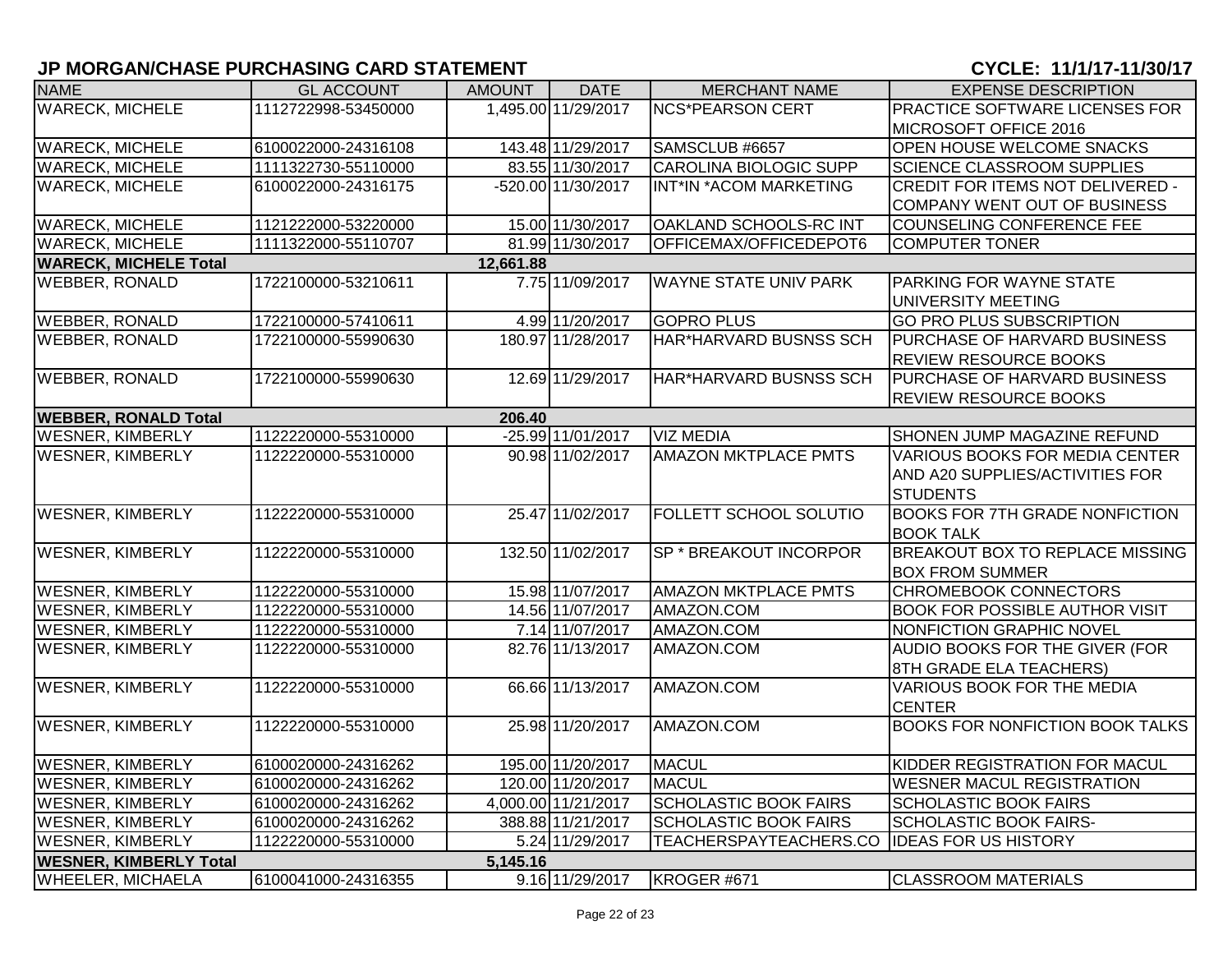## JP MORGAN/CHASE PURCHASING CARD STATEMENT

**CYCLE: 11/1/17-11/30/17**

| NAME | GL ACCOUNT | AMOUNT | DATE | MERCHANT NAME | EXPENSE DESCRIPTION |
|---|---|---|---|---|---|
| WARECK, MICHELE | 1112722998-53450000 | 1,495.00 | 11/29/2017 | NCS*PEARSON CERT | PRACTICE SOFTWARE LICENSES FOR MICROSOFT OFFICE 2016 |
| WARECK, MICHELE | 6100022000-24316108 | 143.48 | 11/29/2017 | SAMSCLUB #6657 | OPEN HOUSE WELCOME SNACKS |
| WARECK, MICHELE | 1111322730-55110000 | 83.55 | 11/30/2017 | CAROLINA BIOLOGIC SUPP | SCIENCE CLASSROOM SUPPLIES |
| WARECK, MICHELE | 6100022000-24316175 | -520.00 | 11/30/2017 | INT*IN *ACOM MARKETING | CREDIT FOR ITEMS NOT DELIVERED - COMPANY WENT OUT OF BUSINESS |
| WARECK, MICHELE | 1121222000-53220000 | 15.00 | 11/30/2017 | OAKLAND SCHOOLS-RC INT | COUNSELING CONFERENCE FEE |
| WARECK, MICHELE | 1111322000-55110707 | 81.99 | 11/30/2017 | OFFICEMAX/OFFICEDEPOT6 | COMPUTER TONER |
| **WARECK, MICHELE Total** | | **12,661.88** | | | |
| WEBBER, RONALD | 1722100000-53210611 | 7.75 | 11/09/2017 | WAYNE STATE UNIV PARK | PARKING FOR WAYNE STATE UNIVERSITY MEETING |
| WEBBER, RONALD | 1722100000-57410611 | 4.99 | 11/20/2017 | GOPRO PLUS | GO PRO PLUS SUBSCRIPTION |
| WEBBER, RONALD | 1722100000-55990630 | 180.97 | 11/28/2017 | HAR*HARVARD BUSNSS SCH | PURCHASE OF HARVARD BUSINESS REVIEW RESOURCE BOOKS |
| WEBBER, RONALD | 1722100000-55990630 | 12.69 | 11/29/2017 | HAR*HARVARD BUSNSS SCH | PURCHASE OF HARVARD BUSINESS REVIEW RESOURCE BOOKS |
| **WEBBER, RONALD Total** | | **206.40** | | | |
| WESNER, KIMBERLY | 1122220000-55310000 | -25.99 | 11/01/2017 | VIZ MEDIA | SHONEN JUMP MAGAZINE REFUND |
| WESNER, KIMBERLY | 1122220000-55310000 | 90.98 | 11/02/2017 | AMAZON MKTPLACE PMTS | VARIOUS BOOKS FOR MEDIA CENTER AND A20 SUPPLIES/ACTIVITIES FOR STUDENTS |
| WESNER, KIMBERLY | 1122220000-55310000 | 25.47 | 11/02/2017 | FOLLETT SCHOOL SOLUTIO | BOOKS FOR 7TH GRADE NONFICTION BOOK TALK |
| WESNER, KIMBERLY | 1122220000-55310000 | 132.50 | 11/02/2017 | SP * BREAKOUT INCORPOR | BREAKOUT BOX TO REPLACE MISSING BOX FROM SUMMER |
| WESNER, KIMBERLY | 1122220000-55310000 | 15.98 | 11/07/2017 | AMAZON MKTPLACE PMTS | CHROMEBOOK CONNECTORS |
| WESNER, KIMBERLY | 1122220000-55310000 | 14.56 | 11/07/2017 | AMAZON.COM | BOOK FOR POSSIBLE AUTHOR VISIT |
| WESNER, KIMBERLY | 1122220000-55310000 | 7.14 | 11/07/2017 | AMAZON.COM | NONFICTION GRAPHIC NOVEL |
| WESNER, KIMBERLY | 1122220000-55310000 | 82.76 | 11/13/2017 | AMAZON.COM | AUDIO BOOKS FOR THE GIVER (FOR 8TH GRADE ELA TEACHERS) |
| WESNER, KIMBERLY | 1122220000-55310000 | 66.66 | 11/13/2017 | AMAZON.COM | VARIOUS BOOK FOR THE MEDIA CENTER |
| WESNER, KIMBERLY | 1122220000-55310000 | 25.98 | 11/20/2017 | AMAZON.COM | BOOKS FOR NONFICTION BOOK TALKS |
| WESNER, KIMBERLY | 6100020000-24316262 | 195.00 | 11/20/2017 | MACUL | KIDDER REGISTRATION FOR MACUL |
| WESNER, KIMBERLY | 6100020000-24316262 | 120.00 | 11/20/2017 | MACUL | WESNER MACUL REGISTRATION |
| WESNER, KIMBERLY | 6100020000-24316262 | 4,000.00 | 11/21/2017 | SCHOLASTIC BOOK FAIRS | SCHOLASTIC BOOK FAIRS |
| WESNER, KIMBERLY | 6100020000-24316262 | 388.88 | 11/21/2017 | SCHOLASTIC BOOK FAIRS | SCHOLASTIC BOOK FAIRS- |
| WESNER, KIMBERLY | 1122220000-55310000 | 5.24 | 11/29/2017 | TEACHERSPAYTEACHERS.CO | IDEAS FOR US HISTORY |
| **WESNER, KIMBERLY Total** | | **5,145.16** | | | |
| WHEELER, MICHAELA | 6100041000-24316355 | 9.16 | 11/29/2017 | KROGER #671 | CLASSROOM MATERIALS |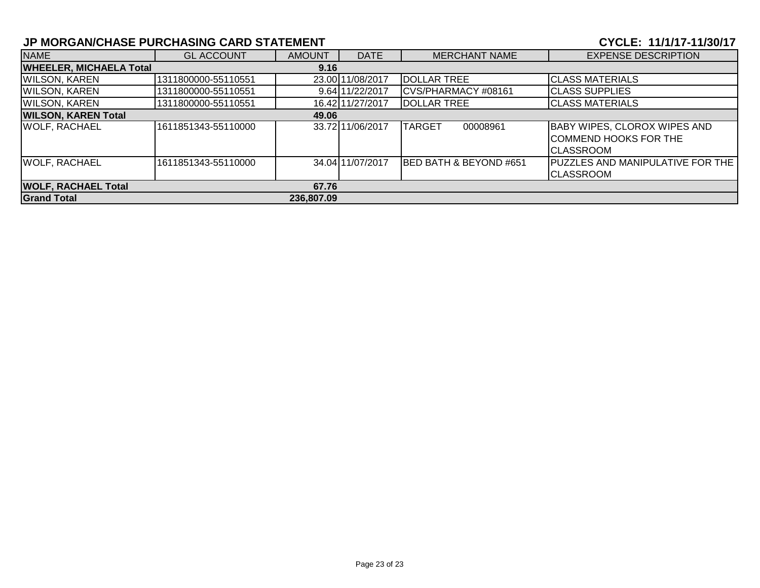## JP MORGAN/CHASE PURCHASING CARD STATEMENT

**CYCLE: 11/1/17-11/30/17**

| NAME | GL ACCOUNT | AMOUNT | DATE | MERCHANT NAME | EXPENSE DESCRIPTION |
|---|---|---|---|---|---|
| **WHEELER, MICHAELA Total** | | **9.16** | | | |
| WILSON, KAREN | 1311800000-55110551 | 23.00 | 11/08/2017 | DOLLAR TREE | CLASS MATERIALS |
| WILSON, KAREN | 1311800000-55110551 | 9.64 | 11/22/2017 | CVS/PHARMACY #08161 | CLASS SUPPLIES |
| WILSON, KAREN | 1311800000-55110551 | 16.42 | 11/27/2017 | DOLLAR TREE | CLASS MATERIALS |
| **WILSON, KAREN Total** | | **49.06** | | | |
| WOLF, RACHAEL | 1611851343-55110000 | 33.72 | 11/06/2017 | TARGET 00008961 | BABY WIPES, CLOROX WIPES AND COMMEND HOOKS FOR THE CLASSROOM |
| WOLF, RACHAEL | 1611851343-55110000 | 34.04 | 11/07/2017 | BED BATH & BEYOND #651 | PUZZLES AND MANIPULATIVE FOR THE CLASSROOM |
| **WOLF, RACHAEL Total** | | **67.76** | | | |
| **Grand Total** | | **236,807.09** | | | |